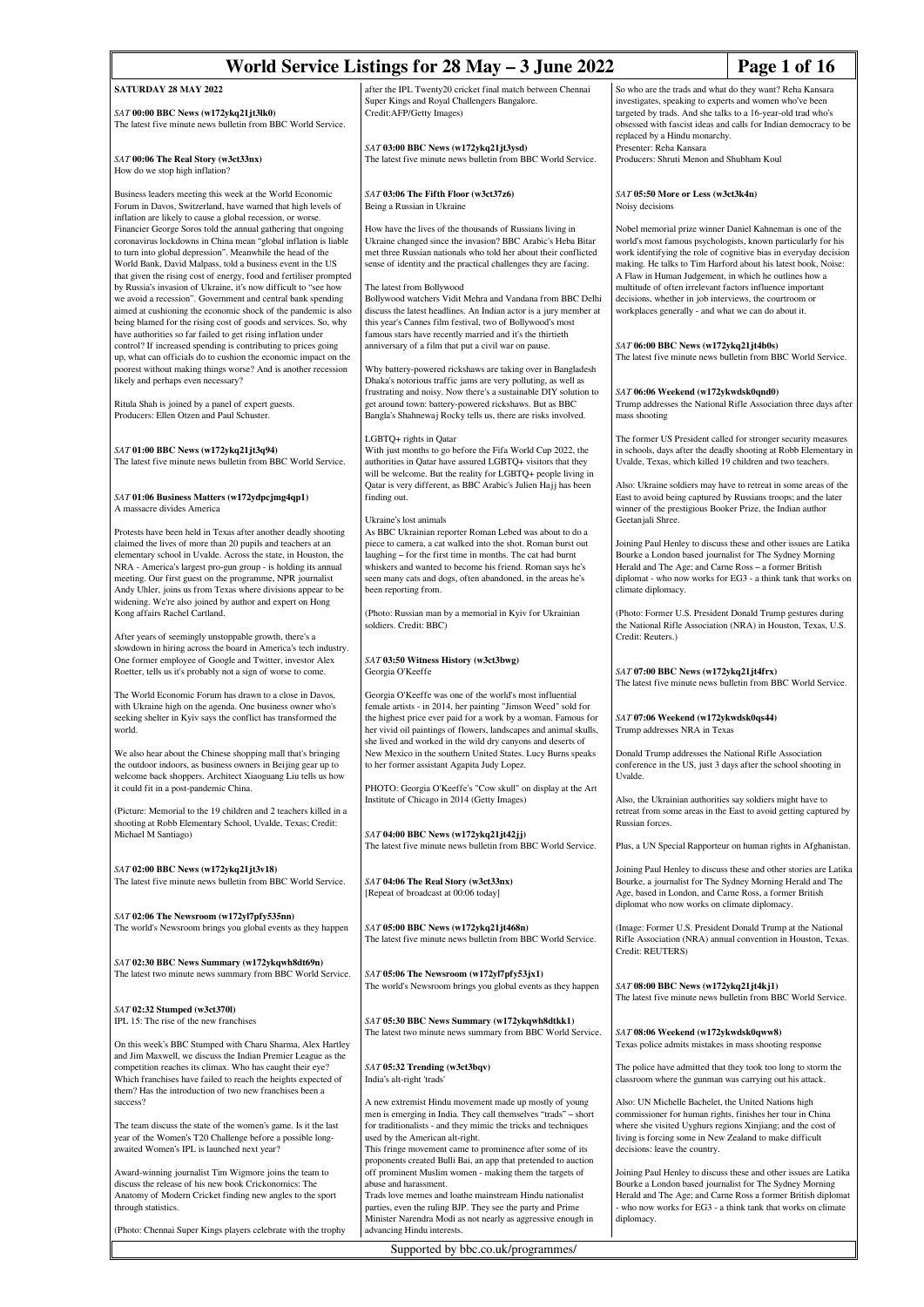# World Service Listings for 28 May – 3 June 2022

## SATURDAY 28 MAY 2022

### *SAT* 00:00 BBC News (w172ykq21jt3lk0)
The latest five minute news bulletin from BBC World Service.

### *SAT* 00:06 The Real Story (w3ct33nx)
How do we stop high inflation?

Business leaders meeting this week at the World Economic Forum in Davos, Switzerland, have warned that high levels of inflation are likely to cause a global recession, or worse. Financier George Soros told the annual gathering that ongoing coronavirus lockdowns in China mean "global inflation is liable to turn into global depression". Meanwhile the head of the World Bank, David Malpass, told a business event in the US that given the rising cost of energy, food and fertiliser prompted by Russia's invasion of Ukraine, it's now difficult to "see how we avoid a recession". Government and central bank spending aimed at cushioning the economic shock of the pandemic is also being blamed for the rising cost of goods and services. So, why have authorities so far failed to get rising inflation under control? If increased spending is contributing to prices going up, what can officials do to cushion the economic impact on the poorest without making things worse? And is another recession likely and perhaps even necessary?

Ritula Shah is joined by a panel of expert guests.
Producers: Ellen Otzen and Paul Schuster.

### *SAT* 01:00 BBC News (w172ykq21jt3q94)
The latest five minute news bulletin from BBC World Service.

### *SAT* 01:06 Business Matters (w172ydpcjmg4qp1)
A massacre divides America

Protests have been held in Texas after another deadly shooting claimed the lives of more than 20 pupils and teachers at an elementary school in Uvalde. Across the state, in Houston, the NRA - America's largest pro-gun group - is holding its annual meeting. Our first guest on the programme, NPR journalist Andy Uhler, joins us from Texas where divisions appear to be widening. We're also joined by author and expert on Hong Kong affairs Rachel Cartland.

After years of seemingly unstoppable growth, there's a slowdown in hiring across the board in America's tech industry. One former employee of Google and Twitter, investor Alex Roetter, tells us it's probably not a sign of worse to come.

The World Economic Forum has drawn to a close in Davos, with Ukraine high on the agenda. One business owner who's seeking shelter in Kyiv says the conflict has transformed the world.

We also hear about the Chinese shopping mall that's bringing the outdoor indoors, as business owners in Beijing gear up to welcome back shoppers. Architect Xiaoguang Liu tells us how it could fit in a post-pandemic China.

(Picture: Memorial to the 19 children and 2 teachers killed in a shooting at Robb Elementary School, Uvalde, Texas; Credit: Michael M Santiago)

### *SAT* 02:00 BBC News (w172ykq21jt3v18)
The latest five minute news bulletin from BBC World Service.

### *SAT* 02:06 The Newsroom (w172yl7pfy535nn)
The world's Newsroom brings you global events as they happen

### *SAT* 02:30 BBC News Summary (w172ykqwh8dt69n)
The latest two minute news summary from BBC World Service.

### *SAT* 02:32 Stumped (w3ct370l)
IPL 15: The rise of the new franchises

On this week's BBC Stumped with Charu Sharma, Alex Hartley and Jim Maxwell, we discuss the Indian Premier League as the competition reaches its climax. Who has caught their eye? Which franchises have failed to reach the heights expected of them? Has the introduction of two new franchises been a success?

The team discuss the state of the women's game. Is it the last year of the Women's T20 Challenge before a possible long-awaited Women's IPL is launched next year?

Award-winning journalist Tim Wigmore joins the team to discuss the release of his new book Crickonomics: The Anatomy of Modern Cricket finding new angles to the sport through statistics.

(Photo: Chennai Super Kings players celebrate with the trophy after the IPL Twenty20 cricket final match between Chennai Super Kings and Royal Challengers Bangalore. Credit:AFP/Getty Images)

### *SAT* 03:00 BBC News (w172ykq21jt3ysd)
The latest five minute news bulletin from BBC World Service.

### *SAT* 03:06 The Fifth Floor (w3ct37z6)
Being a Russian in Ukraine

How have the lives of the thousands of Russians living in Ukraine changed since the invasion? BBC Arabic's Heba Bitar met three Russian nationals who told her about their conflicted sense of identity and the practical challenges they are facing.

The latest from Bollywood
Bollywood watchers Vidit Mehra and Vandana from BBC Delhi discuss the latest headlines. An Indian actor is a jury member at this year's Cannes film festival, two of Bollywood's most famous stars have recently married and it's the thirtieth anniversary of a film that put a civil war on pause.

Why battery-powered rickshaws are taking over in Bangladesh
Dhaka's notorious traffic jams are very polluting, as well as frustrating and noisy. Now there's a sustainable DIY solution to get around town: battery-powered rickshaws. But as BBC Bangla's Shahnewaj Rocky tells us, there are risks involved.

LGBTQ+ rights in Qatar
With just months to go before the Fifa World Cup 2022, the authorities in Qatar have assured LGBTQ+ visitors that they will be welcome. But the reality for LGBTQ+ people living in Qatar is very different, as BBC Arabic's Julien Hajj has been finding out.

Ukraine's lost animals
As BBC Ukrainian reporter Roman Lebed was about to do a piece to camera, a cat walked into the shot. Roman burst out laughing – for the first time in months. The cat had burnt whiskers and wanted to become his friend. Roman says he's seen many cats and dogs, often abandoned, in the areas he's been reporting from.

(Photo: Russian man by a memorial in Kyiv for Ukrainian soldiers. Credit: BBC)

### *SAT* 03:50 Witness History (w3ct3bwg)
Georgia O'Keeffe

Georgia O'Keeffe was one of the world's most influential female artists - in 2014, her painting "Jimson Weed" sold for the highest price ever paid for a work by a woman. Famous for her vivid oil paintings of flowers, landscapes and animal skulls, she lived and worked in the wild dry canyons and deserts of New Mexico in the southern United States. Lucy Burns speaks to her former assistant Agapita Judy Lopez.

PHOTO: Georgia O'Keeffe's "Cow skull" on display at the Art Institute of Chicago in 2014 (Getty Images)

### *SAT* 04:00 BBC News (w172ykq21jt42jj)
The latest five minute news bulletin from BBC World Service.

### *SAT* 04:06 The Real Story (w3ct33nx)
[Repeat of broadcast at 00:06 today]

### *SAT* 05:00 BBC News (w172ykq21jt468n)
The latest five minute news bulletin from BBC World Service.

### *SAT* 05:06 The Newsroom (w172yl7pfy53jx1)
The world's Newsroom brings you global events as they happen

### *SAT* 05:30 BBC News Summary (w172ykqwh8dtkk1)
The latest two minute news summary from BBC World Service.

### *SAT* 05:32 Trending (w3ct3bqv)
India's alt-right 'trads'

A new extremist Hindu movement made up mostly of young men is emerging in India. They call themselves "trads" – short for traditionalists - and they mimic the tricks and techniques used by the American alt-right.
This fringe movement came to prominence after some of its proponents created Bulli Bai, an app that pretended to auction off prominent Muslim women - making them the targets of abuse and harassment.
Trads love memes and loathe mainstream Hindu nationalist parties, even the ruling BJP. They see the party and Prime Minister Narendra Modi as not nearly as aggressive enough in advancing Hindu interests.
So who are the trads and what do they want? Reha Kansara investigates, speaking to experts and women who've been targeted by trads. And she talks to a 16-year-old trad who's obsessed with fascist ideas and calls for Indian democracy to be replaced by a Hindu monarchy.
Presenter: Reha Kansara
Producers: Shruti Menon and Shubham Koul

### *SAT* 05:50 More or Less (w3ct3k4n)
Noisy decisions

Nobel memorial prize winner Daniel Kahneman is one of the world's most famous psychologists, known particularly for his work identifying the role of cognitive bias in everyday decision making. He talks to Tim Harford about his latest book, Noise: A Flaw in Human Judgement, in which he outlines how a multitude of often irrelevant factors influence important decisions, whether in job interviews, the courtroom or workplaces generally - and what we can do about it.

### *SAT* 06:00 BBC News (w172ykq21jt4b0s)
The latest five minute news bulletin from BBC World Service.

### *SAT* 06:06 Weekend (w172ykwdsk0qnd0)
Trump addresses the National Rifle Association three days after mass shooting

The former US President called for stronger security measures in schools, days after the deadly shooting at Robb Elementary in Uvalde, Texas, which killed 19 children and two teachers.

Also: Ukraine soldiers may have to retreat in some areas of the East to avoid being captured by Russians troops; and the later winner of the prestigious Booker Prize, the Indian author Geetanjali Shree.

Joining Paul Henley to discuss these and other issues are Latika Bourke a London based journalist for The Sydney Morning Herald and The Age; and Carne Ross – a former British diplomat - who now works for EG3 - a think tank that works on climate diplomacy.

(Photo: Former U.S. President Donald Trump gestures during the National Rifle Association (NRA) in Houston, Texas, U.S. Credit: Reuters.)

### *SAT* 07:00 BBC News (w172ykq21jt4frx)
The latest five minute news bulletin from BBC World Service.

### *SAT* 07:06 Weekend (w172ykwdsk0qs44)
Trump addresses NRA in Texas

Donald Trump addresses the National Rifle Association conference in the US, just 3 days after the school shooting in Uvalde.

Also, the Ukrainian authorities say soldiers might have to retreat from some areas in the East to avoid getting captured by Russian forces.

Plus, a UN Special Rapporteur on human rights in Afghanistan.

Joining Paul Henley to discuss these and other stories are Latika Bourke, a journalist for The Sydney Morning Herald and The Age, based in London, and Carne Ross, a former British diplomat who now works on climate diplomacy.

(Image: Former U.S. President Donald Trump at the National Rifle Association (NRA) annual convention in Houston, Texas. Credit: REUTERS)

### *SAT* 08:00 BBC News (w172ykq21jt4kj1)
The latest five minute news bulletin from BBC World Service.

### *SAT* 08:06 Weekend (w172ykwdsk0qww8)
Texas police admits mistakes in mass shooting response

The police have admitted that they took too long to storm the classroom where the gunman was carrying out his attack.

Also: UN Michelle Bachelet, the United Nations high commissioner for human rights, finishes her tour in China where she visited Uyghurs regions Xinjiang; and the cost of living is forcing some in New Zealand to make difficult decisions: leave the country.

Joining Paul Henley to discuss these and other issues are Latika Bourke a London based journalist for The Sydney Morning Herald and The Age; and Carne Ross a former British diplomat - who now works for EG3 - a think tank that works on climate diplomacy.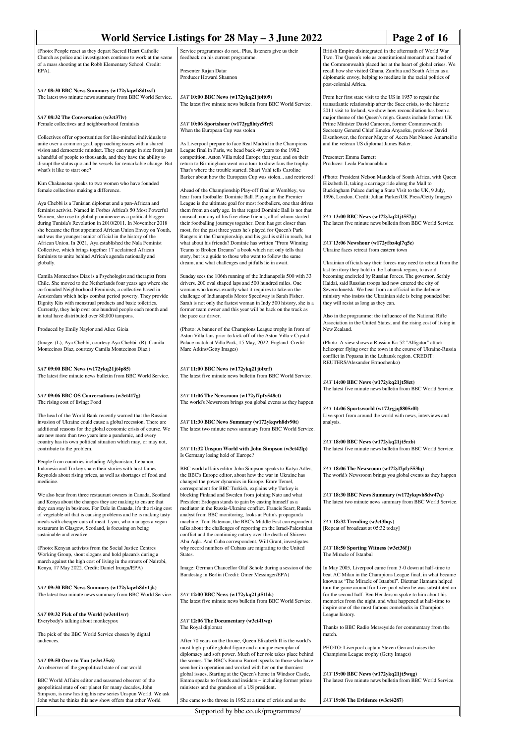(Photo: People react as they depart Sacred Heart Catholic Church as police and investigators continue to work at the scene of a mass shooting at the Robb Elementary School. Credit: EPA).

*SAT* **08:30 BBC News Summary (w172ykqwh8dtxsf)**
The latest two minute news summary from BBC World Service.

*SAT* **08:32 The Conversation (w3ct37lv)**
Female collectives and neighbourhood feminists

Collectives offer opportunities for like-minded individuals to unite over a common goal, approaching issues with a shared vision and democratic mindset. They can range in size from just a handful of people to thousands, and they have the ability to disrupt the status quo and be vessels for remarkable change. But what's it like to start one?

Kim Chakanetsa speaks to two women who have founded female collectives making a difference.

Aya Chebbi is a Tunisian diplomat and a pan-African and feminist activist. Named in Forbes Africa's 50 Most Powerful Women, she rose to global prominence as a political blogger during Tunisia's Revolution in 2010/2011. In November 2018 she became the first appointed African Union Envoy on Youth, and was the youngest senior official in the history of the African Union. In 2021, Aya established the Nala Feminist Collective, which brings together 17 acclaimed African feminists to unite behind Africa's agenda nationally and globally.

Camila Montecinos Díaz is a Psychologist and therapist from Chile. She moved to the Netherlands four years ago where she co-founded Neighborhood Feminists, a collective based in Amsterdam which helps combat period poverty. They provide Dignity Kits with menstrual products and basic toiletries. Currently, they help over one hundred people each month and in total have distributed over 80,000 tampons.

Produced by Emily Naylor and Alice Gioia

(Image: (L), Aya Chebbi, courtesy Aya Chebbi. (R), Camila Montecinos Diaz, courtesy Camila Montecinos Diaz.)

*SAT* **09:00 BBC News (w172ykq21jt4p85)**
The latest five minute news bulletin from BBC World Service.

*SAT* **09:06 BBC OS Conversations (w3ct417g)**
The rising cost of living: Food

The head of the World Bank recently warned that the Russian invasion of Ukraine could cause a global recession. There are additional reasons for the global economic crisis of course. We are now more than two years into a pandemic, and every country has its own political situation which may, or may not, contribute to the problem.

People from countries including Afghanistan, Lebanon, Indonesia and Turkey share their stories with host James Reynolds about rising prices, as well as shortages of food and medicine.

We also hear from three restaurant owners in Canada, Scotland and Kenya about the changes they are making to ensure that they can stay in business. For Dale in Canada, it's the rising cost of vegetable oil that is causing problems and he is making tasty meals with cheaper cuts of meat. Lynn, who manages a vegan restaurant in Glasgow, Scotland, is focusing on being sustainable and creative.

(Photo: Kenyan activists from the Social Justice Centres Working Group, shout slogans and hold placards during a march against the high cost of living in the streets of Nairobi, Kenya, 17 May 2022. Credit: Daniel Irungu/EPA)

*SAT* **09:30 BBC News Summary (w172ykqwh8dv1jk)**
The latest two minute news summary from BBC World Service.

*SAT* **09:32 Pick of the World (w3ct41wr)**
Everybody's talking about monkeypox

The pick of the BBC World Service chosen by digital audiences.

*SAT* **09:50 Over to You (w3ct35s6)**
An observer of the geopolitical state of our world

BBC World Affairs editor and seasoned observer of the geopolitical state of our planet for many decades, John Simpson, is now hosting his new series Unspun World. We ask John what he thinks this new show offers that other World Service programmes do not.. Plus, listeners give us their feedback on his current programme.

Presenter Rajan Datar
Producer Howard Shannon

*SAT* **10:00 BBC News (w172ykq21jt4t09)**
The latest five minute news bulletin from BBC World Service.

*SAT* **10:06 Sportshour (w172yg8htyz9fr5)**
When the European Cup was stolen

As Liverpool prepare to face Real Madrid in the Champions League final in Paris, we head back 40 years to the 1982 competition. Aston Villa ruled Europe that year, and on their return to Birmingham went on a tour to show fans the trophy. That's where the trouble started. Shari Vahl tells Caroline Barker about how the European Cup was stolen... and retrieved!

Ahead of the Championship Play-off final at Wembley, we hear from footballer Dominic Ball. Playing in the Premier League is the ultimate goal for most footballers, one that drives them from an early age. In that regard Dominic Ball is not that unusual, nor any of his five close friends, all of whom started their footballing journeys together. Dom has got closer than most, for the past three years he's played for Queen's Park Rangers in the Championship, and his goal is still in reach, but what about his friends? Dominic has written "From Winning Teams to Broken Dreams" a book which not only tells that story, but is a guide to those who want to follow the same dream, and what challenges and pitfalls lie in await.

Sunday sees the 106th running of the Indianapolis 500 with 33 drivers, 200 oval shaped laps and 500 hundred miles. One woman who knows exactly what it requires to take on the challenge of Indianapolis Motor Speedway is Sarah Fisher. Sarah is not only the fastest woman in Indy 500 history, she is a former team owner and this year will be back on the track as the pace car driver.

(Photo: A banner of the Champions League trophy in front of Aston Villa fans prior to kick off of the Aston Villa v Crystal Palace match at Villa Park, 15 May, 2022, England. Credit: Marc Atkins/Getty Images)

*SAT* **11:00 BBC News (w172ykq21jt4xrf)**
The latest five minute news bulletin from BBC World Service.

*SAT* **11:06 The Newsroom (w172yl7pfy548ct)**
The world's Newsroom brings you global events as they happen

*SAT* **11:30 BBC News Summary (w172ykqwh8dv90t)**
The latest two minute news summary from BBC World Service.

*SAT* **11:32 Unspun World with John Simpson (w3ct42lp)**
Is Germany losing hold of Europe?

BBC world affairs editor John Simpson speaks to Katya Adler, the BBC's Europe editor, about how the war in Ukraine has changed the power dynamics in Europe. Emre Temel, correspondent for BBC Turkish, explains why Turkey is blocking Finland and Sweden from joining Nato and what President Erdogan stands to gain by casting himself as a mediator in the Russia-Ukraine conflict. Francis Scarr, Russia analyst from BBC monitoring, looks at Putin's propaganda machine. Tom Bateman, the BBC's Middle East correspondent, talks about the challenges of reporting on the Israel-Palestinian conflict and the continuing outcry over the death of Shireen Abu Aqla. And Cuba correspondent, Will Grant, investigates why record numbers of Cubans are migrating to the United States.

Image: German Chancellor Olaf Scholz during a session of the Bundestag in Berlin (Credit: Omer Messinger/EPA)

*SAT* **12:00 BBC News (w172ykq21jt51hk)**
The latest five minute news bulletin from BBC World Service.

*SAT* **12:06 The Documentary (w3ct41wg)**
The Royal diplomat

After 70 years on the throne, Queen Elizabeth II is the world's most high-profile global figure and a unique exemplar of diplomacy and soft power. Much of her role takes place behind the scenes. The BBC's Emma Barnett speaks to those who have seen her in operation and worked with her on the thorniest global issues. Starting at the Queen's home in Windsor Castle, Emma speaks to friends and insiders – including former prime ministers and the grandson of a US president.

She came to the throne in 1952 at a time of crisis and as the British Empire disintegrated in the aftermath of World War Two. The Queen's role as constitutional monarch and head of the Commonwealth placed her at the heart of global crises. We recall how she visited Ghana, Zambia and South Africa as a diplomatic envoy, helping to mediate in the racial politics of post-colonial Africa.

From her first state visit to the US in 1957 to repair the transatlantic relationship after the Suez crisis, to the historic 2011 visit to Ireland, we show how reconciliation has been a major theme of the Queen's reign. Guests include former UK Prime Minister David Cameron, former Commonwealth Secretary General Chief Emeka Anyaoku, professor David Eisenhower, the former Mayor of Accra Nat Nunoo Amarteifio and the veteran US diplomat James Baker.

Presenter: Emma Barnett
Producer: Leala Padmanabhan

(Photo: President Nelson Mandela of South Africa, with Queen Elizabeth II, taking a carriage ride along the Mall to Buckingham Palace during a State Visit to the UK, 9 July, 1996, London. Credit: Julian Parker/UK Press/Getty Images)

*SAT* **13:00 BBC News (w172ykq21jt557p)**
The latest five minute news bulletin from BBC World Service.

*SAT* **13:06 Newshour (w172yfbz4ql7q5z)**
Ukraine faces retreat from eastern town

Ukrainian officials say their forces may need to retreat from the last territory they hold in the Luhansk region, to avoid becoming encircled by Russian forces. The governor, Serhiy Haidai, said Russian troops had now entered the city of Severodonetsk. We hear from an official in the defence ministry who insists the Ukrainian side is being pounded but they will resist as long as they can.

Also in the programme: the influence of the National Rifle Association in the United States; and the rising cost of living in New Zealand.

(Photo: A view shows a Russian Ka-52 "Alligator" attack helicopter flying over the town in the course of Ukraine-Russia conflict in Popasna in the Luhansk region. CREDIT: REUTERS/Alexander Ermochenko)

*SAT* **14:00 BBC News (w172ykq21jt58zt)**
The latest five minute news bulletin from BBC World Service.

*SAT* **14:06 Sportsworld (w172ygjq8805z0l)**
Live sport from around the world with news, interviews and analysis.

*SAT* **18:00 BBC News (w172ykq21jt5rzb)**
The latest five minute news bulletin from BBC World Service.

*SAT* **18:06 The Newsroom (w172yl7pfy553lq)**
The world's Newsroom brings you global events as they happen

*SAT* **18:30 BBC News Summary (w172ykqwh8dw47q)**
The latest two minute news summary from BBC World Service.

*SAT* **18:32 Trending (w3ct3bqv)**
[Repeat of broadcast at 05:32 today]

*SAT* **18:50 Sporting Witness (w3ct36fj)**
The Miracle of Istanbul

In May 2005, Liverpool came from 3-0 down at half-time to beat AC Milan in the Champions League final, in what became known as "The Miracle of Istanbul". Dietmar Hamann helped turn the game around for Liverpool when he was substituted on for the second half. Ben Henderson spoke to him about his memories from the night, and what happened at half-time to inspire one of the most famous comebacks in Champions League history.

Thanks to BBC Radio Merseyside for commentary from the match.

PHOTO: Liverpool captain Steven Gerrard raises the Champions League trophy (Getty Images)

*SAT* **19:00 BBC News (w172ykq21jt5wqg)**
The latest five minute news bulletin from BBC World Service.

*SAT* **19:06 The Evidence (w3ct4287)**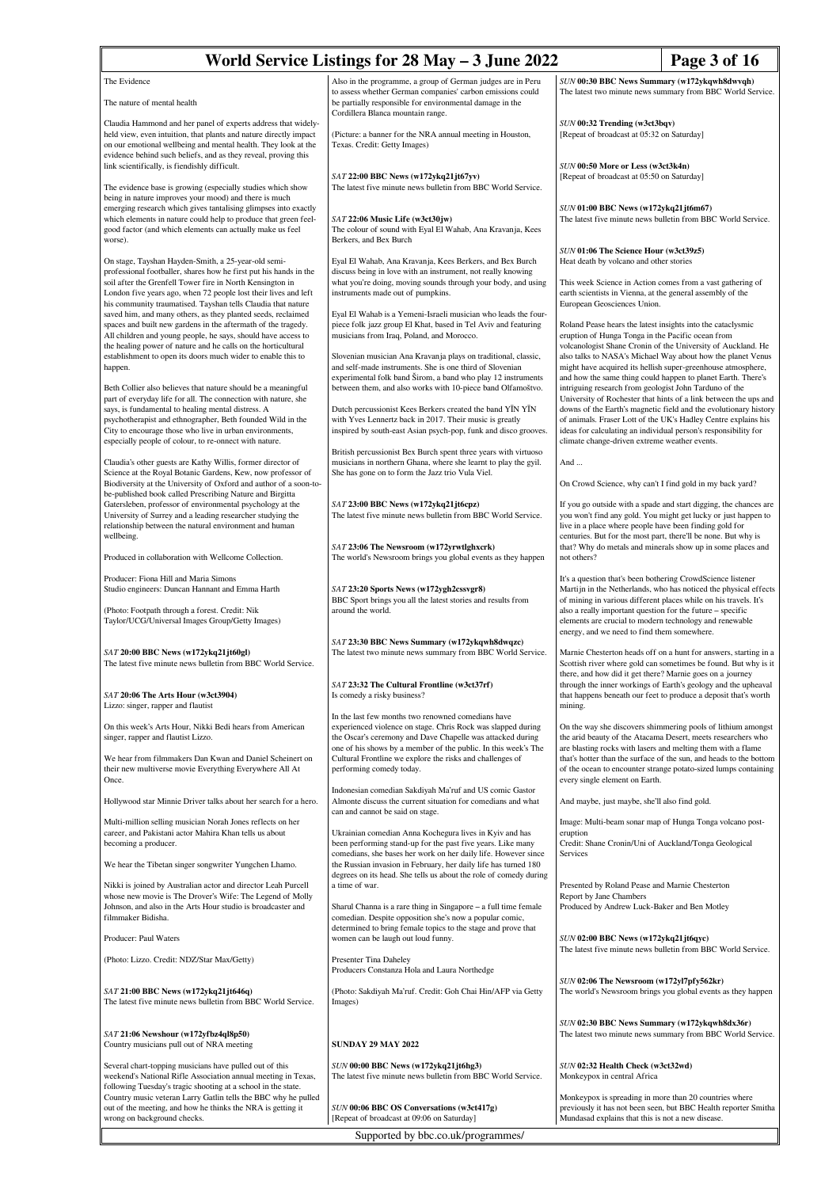The Evidence

The nature of mental health

Claudia Hammond and her panel of experts address that widely-held view, even intuition, that plants and nature directly impact on our emotional wellbeing and mental health. They look at the evidence behind such beliefs, and as they reveal, proving this link scientifically, is fiendishly difficult.

The evidence base is growing (especially studies which show being in nature improves your mood) and there is much emerging research which gives tantalising glimpses into exactly which elements in nature could help to produce that green feel-good factor (and which elements can actually make us feel worse).

On stage, Tayshan Hayden-Smith, a 25-year-old semi-professional footballer, shares how he first put his hands in the soil after the Grenfell Tower fire in North Kensington in London five years ago, when 72 people lost their lives and left his community traumatised. Tayshan tells Claudia that nature saved him, and many others, as they planted seeds, reclaimed spaces and built new gardens in the aftermath of the tragedy. All children and young people, he says, should have access to the healing power of nature and he calls on the horticultural establishment to open its doors much wider to enable this to happen.

Beth Collier also believes that nature should be a meaningful part of everyday life for all. The connection with nature, she says, is fundamental to healing mental distress. A psychotherapist and ethnographer, Beth founded Wild in the City to encourage those who live in urban environments, especially people of colour, to re-onnect with nature.

Claudia's other guests are Kathy Willis, former director of Science at the Royal Botanic Gardens, Kew, now professor of Biodiversity at the University of Oxford and author of a soon-to-be-published book called Prescribing Nature and Birgitta Gatersleben, professor of environmental psychology at the University of Surrey and a leading researcher studying the relationship between the natural environment and human wellbeing.

Produced in collaboration with Wellcome Collection.

Producer: Fiona Hill and Maria Simons
Studio engineers: Duncan Hannant and Emma Harth

(Photo: Footpath through a forest. Credit: Nik Taylor/UCG/Universal Images Group/Getty Images)

*SAT* **20:00 BBC News (w172ykq21jt60gl)**
The latest five minute news bulletin from BBC World Service.

*SAT* **20:06 The Arts Hour (w3ct3904)**
Lizzo: singer, rapper and flautist

On this week's Arts Hour, Nikki Bedi hears from American singer, rapper and flautist Lizzo.

We hear from filmmakers Dan Kwan and Daniel Scheinert on their new multiverse movie Everything Everywhere All At Once.

Hollywood star Minnie Driver talks about her search for a hero.

Multi-million selling musician Norah Jones reflects on her career, and Pakistani actor Mahira Khan tells us about becoming a producer.

We hear the Tibetan singer songwriter Yungchen Lhamo.

Nikki is joined by Australian actor and director Leah Purcell whose new movie is The Drover's Wife: The Legend of Molly Johnson, and also in the Arts Hour studio is broadcaster and filmmaker Bidisha.

Producer: Paul Waters

(Photo: Lizzo. Credit: NDZ/Star Max/Getty)

*SAT* **21:00 BBC News (w172ykq21jt646q)**
The latest five minute news bulletin from BBC World Service.

*SAT* **21:06 Newshour (w172yfbz4ql8p50)**
Country musicians pull out of NRA meeting

Several chart-topping musicians have pulled out of this weekend's National Rifle Association annual meeting in Texas, following Tuesday's tragic shooting at a school in the state. Country music veteran Larry Gatlin tells the BBC why he pulled out of the meeting, and how he thinks the NRA is getting it wrong on background checks.

Also in the programme, a group of German judges are in Peru to assess whether German companies' carbon emissions could be partially responsible for environmental damage in the Cordillera Blanca mountain range.

(Picture: a banner for the NRA annual meeting in Houston, Texas. Credit: Getty Images)

*SAT* **22:00 BBC News (w172ykq21jt67yv)**
The latest five minute news bulletin from BBC World Service.

*SAT* **22:06 Music Life (w3ct30jw)**
The colour of sound with Eyal El Wahab, Ana Kravanja, Kees Berkers, and Bex Burch

Eyal El Wahab, Ana Kravanja, Kees Berkers, and Bex Burch discuss being in love with an instrument, not really knowing what you're doing, moving sounds through your body, and using instruments made out of pumpkins.

Eyal El Wahab is a Yemeni-Israeli musician who leads the four-piece folk jazz group El Khat, based in Tel Aviv and featuring musicians from Iraq, Poland, and Morocco.

Slovenian musician Ana Kravanja plays on traditional, classic, and self-made instruments. She is one third of Slovenian experimental folk band Širom, a band who play 12 instruments between them, and also works with 10-piece band Olfamoštvo.

Dutch percussionist Kees Berkers created the band YĪN YĪN with Yves Lennertz back in 2017. Their music is greatly inspired by south-east Asian psych-pop, funk and disco grooves.

British percussionist Bex Burch spent three years with virtuoso musicians in northern Ghana, where she learnt to play the gyil. She has gone on to form the Jazz trio Vula Viel.

*SAT* **23:00 BBC News (w172ykq21jt6cpz)**
The latest five minute news bulletin from BBC World Service.

*SAT* **23:06 The Newsroom (w172yrwtlghxcrk)**
The world's Newsroom brings you global events as they happen

*SAT* **23:20 Sports News (w172ygh2cssvgr8)**
BBC Sport brings you all the latest stories and results from around the world.

*SAT* **23:30 BBC News Summary (w172ykqwh8dwqzc)**
The latest two minute news summary from BBC World Service.

*SAT* **23:32 The Cultural Frontline (w3ct37rf)**
Is comedy a risky business?

In the last few months two renowned comedians have experienced violence on stage. Chris Rock was slapped during the Oscar's ceremony and Dave Chappelle was attacked during one of his shows by a member of the public. In this week's The Cultural Frontline we explore the risks and challenges of performing comedy today.

Indonesian comedian Sakdiyah Ma'ruf and US comic Gastor Almonte discuss the current situation for comedians and what can and cannot be said on stage.

Ukrainian comedian Anna Kochegura lives in Kyiv and has been performing stand-up for the past five years. Like many comedians, she bases her work on her daily life. However since the Russian invasion in February, her daily life has turned 180 degrees on its head. She tells us about the role of comedy during a time of war.

Sharul Channa is a rare thing in Singapore – a full time female comedian. Despite opposition she's now a popular comic, determined to bring female topics to the stage and prove that women can be laugh out loud funny.

Presenter Tina Daheley
Producers Constanza Hola and Laura Northedge

(Photo: Sakdiyah Ma'ruf. Credit: Goh Chai Hin/AFP via Getty Images)

## SUNDAY 29 MAY 2022

*SUN* **00:00 BBC News (w172ykq21jt6hg3)**
The latest five minute news bulletin from BBC World Service.

*SUN* **00:06 BBC OS Conversations (w3ct417g)**
[Repeat of broadcast at 09:06 on Saturday]

*SUN* **00:30 BBC News Summary (w172ykqwh8dwvqh)**
The latest two minute news summary from BBC World Service.

*SUN* **00:32 Trending (w3ct3bqv)**
[Repeat of broadcast at 05:32 on Saturday]

*SUN* **00:50 More or Less (w3ct3k4n)**
[Repeat of broadcast at 05:50 on Saturday]

*SUN* **01:00 BBC News (w172ykq21jt6m67)**
The latest five minute news bulletin from BBC World Service.

*SUN* **01:06 The Science Hour (w3ct39z5)**
Heat death by volcano and other stories

This week Science in Action comes from a vast gathering of earth scientists in Vienna, at the general assembly of the European Geosciences Union.

Roland Pease hears the latest insights into the cataclysmic eruption of Hunga Tonga in the Pacific ocean from volcanologist Shane Cronin of the University of Auckland. He also talks to NASA's Michael Way about how the planet Venus might have acquired its hellish super-greenhouse atmosphere, and how the same thing could happen to planet Earth. There's intriguing research from geologist John Tarduno of the University of Rochester that hints of a link between the ups and downs of the Earth's magnetic field and the evolutionary history of animals. Fraser Lott of the UK's Hadley Centre explains his ideas for calculating an individual person's responsibility for climate change-driven extreme weather events.

And ...

On Crowd Science, why can't I find gold in my back yard?

If you go outside with a spade and start digging, the chances are you won't find any gold. You might get lucky or just happen to live in a place where people have been finding gold for centuries. But for the most part, there'll be none. But why is that? Why do metals and minerals show up in some places and not others?

It's a question that's been bothering CrowdScience listener Martijn in the Netherlands, who has noticed the physical effects of mining in various different places while on his travels. It's also a really important question for the future – specific elements are crucial to modern technology and renewable energy, and we need to find them somewhere.

Marnie Chesterton heads off on a hunt for answers, starting in a Scottish river where gold can sometimes be found. But why is it there, and how did it get there? Marnie goes on a journey through the inner workings of Earth's geology and the upheaval that happens beneath our feet to produce a deposit that's worth mining.

On the way she discovers shimmering pools of lithium amongst the arid beauty of the Atacama Desert, meets researchers who are blasting rocks with lasers and melting them with a flame that's hotter than the surface of the sun, and heads to the bottom of the ocean to encounter strange potato-sized lumps containing every single element on Earth.

And maybe, just maybe, she'll also find gold.

Image: Multi-beam sonar map of Hunga Tonga volcano post-eruption
Credit: Shane Cronin/Uni of Auckland/Tonga Geological Services

Presented by Roland Pease and Marnie Chesterton
Report by Jane Chambers
Produced by Andrew Luck-Baker and Ben Motley

*SUN* **02:00 BBC News (w172ykq21jt6qyc)**
The latest five minute news bulletin from BBC World Service.

*SUN* **02:06 The Newsroom (w172yl7pfy562kr)**
The world's Newsroom brings you global events as they happen

*SUN* **02:30 BBC News Summary (w172ykqwh8dx36r)**
The latest two minute news summary from BBC World Service.

*SUN* **02:32 Health Check (w3ct32wd)**
Monkeypox in central Africa

Monkeypox is spreading in more than 20 countries where previously it has not been seen, but BBC Health reporter Smitha Mundasad explains that this is not a new disease.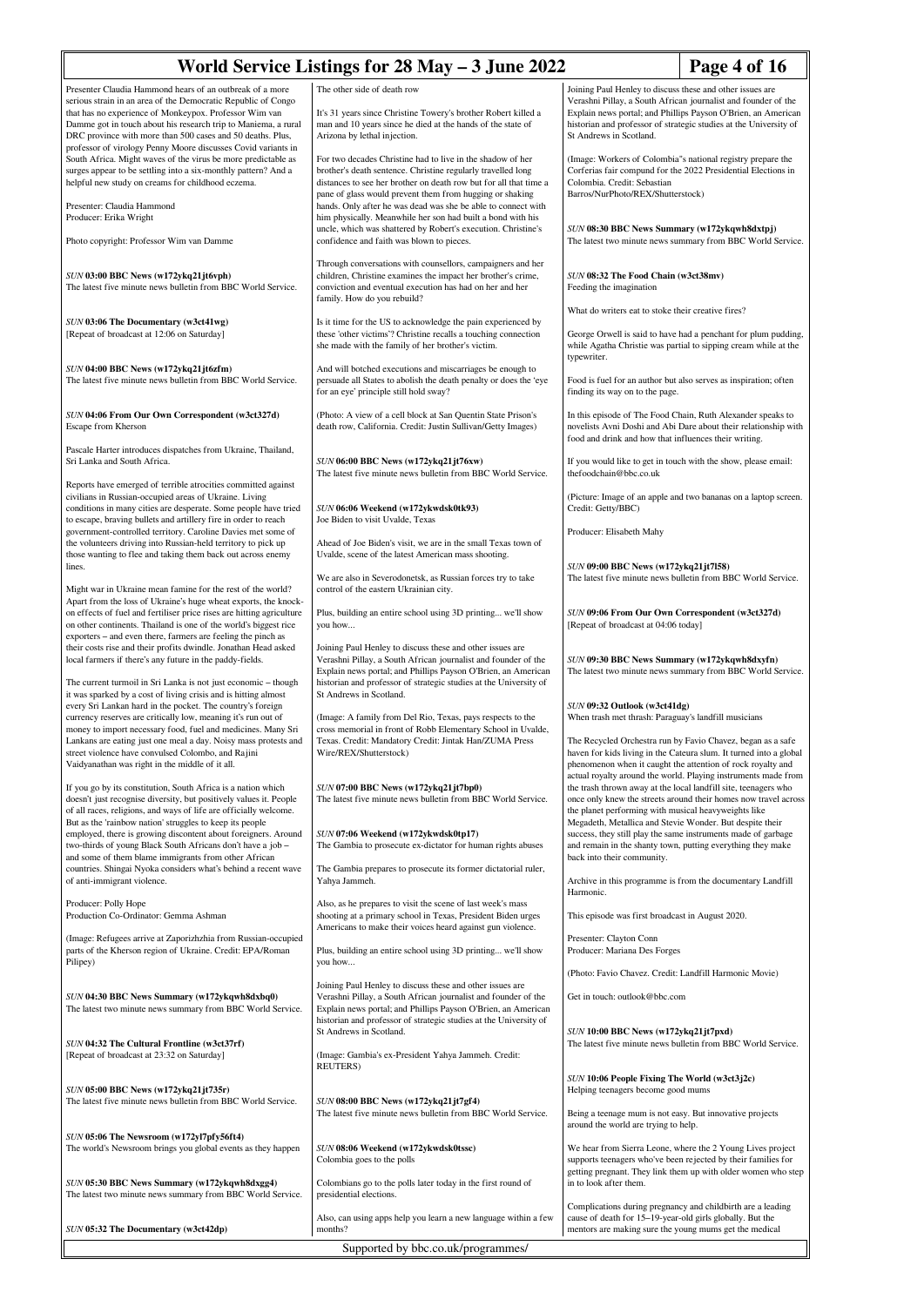Presenter Claudia Hammond hears of an outbreak of a more serious strain in an area of the Democratic Republic of Congo that has no experience of Monkeypox. Professor Wim van Damme got in touch about his research trip to Maniema, a rural DRC province with more than 500 cases and 50 deaths. Plus, professor of virology Penny Moore discusses Covid variants in South Africa. Might waves of the virus be more predictable as surges appear to be settling into a six-monthly pattern? And a helpful new study on creams for childhood eczema.

Presenter: Claudia Hammond
Producer: Erika Wright

Photo copyright: Professor Wim van Damme

### *SUN* 03:00 BBC News (w172ykq21jt6vph)

The latest five minute news bulletin from BBC World Service.

### *SUN* 03:06 The Documentary (w3ct41wg)

[Repeat of broadcast at 12:06 on Saturday]

### *SUN* 04:00 BBC News (w172ykq21jt6zfm)

The latest five minute news bulletin from BBC World Service.

### *SUN* 04:06 From Our Own Correspondent (w3ct327d)

Escape from Kherson

Pascale Harter introduces dispatches from Ukraine, Thailand, Sri Lanka and South Africa.

Reports have emerged of terrible atrocities committed against civilians in Russian-occupied areas of Ukraine. Living conditions in many cities are desperate. Some people have tried to escape, braving bullets and artillery fire in order to reach government-controlled territory. Caroline Davies met some of the volunteers driving into Russian-held territory to pick up those wanting to flee and taking them back out across enemy lines.

Might war in Ukraine mean famine for the rest of the world? Apart from the loss of Ukraine's huge wheat exports, the knock-on effects of fuel and fertiliser price rises are hitting agriculture on other continents. Thailand is one of the world's biggest rice exporters – and even there, farmers are feeling the pinch as their costs rise and their profits dwindle. Jonathan Head asked local farmers if there's any future in the paddy-fields.

The current turmoil in Sri Lanka is not just economic – though it was sparked by a cost of living crisis and is hitting almost every Sri Lankan hard in the pocket. The country's foreign currency reserves are critically low, meaning it's run out of money to import necessary food, fuel and medicines. Many Sri Lankans are eating just one meal a day. Noisy mass protests and street violence have convulsed Colombo, and Rajini Vaidyanathan was right in the middle of it all.

If you go by its constitution, South Africa is a nation which doesn't just recognise diversity, but positively values it. People of all races, religions, and ways of life are officially welcome. But as the 'rainbow nation' struggles to keep its people employed, there is growing discontent about foreigners. Around two-thirds of young Black South Africans don't have a job – and some of them blame immigrants from other African countries. Shingai Nyoka considers what's behind a recent wave of anti-immigrant violence.

Producer: Polly Hope
Production Co-Ordinator: Gemma Ashman

(Image: Refugees arrive at Zaporizhzhia from Russian-occupied parts of the Kherson region of Ukraine. Credit: EPA/Roman Pilipey)

### *SUN* 04:30 BBC News Summary (w172ykqwh8dxbq0)

The latest two minute news summary from BBC World Service.

### *SUN* 04:32 The Cultural Frontline (w3ct37rf)

[Repeat of broadcast at 23:32 on Saturday]

### *SUN* 05:00 BBC News (w172ykq21jt735r)

The latest five minute news bulletin from BBC World Service.

### *SUN* 05:06 The Newsroom (w172yl7pfy56ft4)

The world's Newsroom brings you global events as they happen

### *SUN* 05:30 BBC News Summary (w172ykqwh8dxgg4)

The latest two minute news summary from BBC World Service.

### *SUN* 05:32 The Documentary (w3ct42dp)

The other side of death row

It's 31 years since Christine Towery's brother Robert killed a man and 10 years since he died at the hands of the state of Arizona by lethal injection.

For two decades Christine had to live in the shadow of her brother's death sentence. Christine regularly travelled long distances to see her brother on death row but for all that time a pane of glass would prevent them from hugging or shaking hands. Only after he was dead was she be able to connect with him physically. Meanwhile her son had built a bond with his uncle, which was shattered by Robert's execution. Christine's confidence and faith was blown to pieces.

Through conversations with counsellors, campaigners and her children, Christine examines the impact her brother's crime, conviction and eventual execution has had on her and her family. How do you rebuild?

Is it time for the US to acknowledge the pain experienced by these 'other victims'? Christine recalls a touching connection she made with the family of her brother's victim.

And will botched executions and miscarriages be enough to persuade all States to abolish the death penalty or does the 'eye for an eye' principle still hold sway?

(Photo: A view of a cell block at San Quentin State Prison's death row, California. Credit: Justin Sullivan/Getty Images)

### *SUN* 06:00 BBC News (w172ykq21jt76xw)

The latest five minute news bulletin from BBC World Service.

### *SUN* 06:06 Weekend (w172ykwdsk0tk93)

Joe Biden to visit Uvalde, Texas

Ahead of Joe Biden's visit, we are in the small Texas town of Uvalde, scene of the latest American mass shooting.

We are also in Severodonetsk, as Russian forces try to take control of the eastern Ukrainian city.

Plus, building an entire school using 3D printing... we'll show you how...

Joining Paul Henley to discuss these and other issues are Verashni Pillay, a South African journalist and founder of the Explain news portal; and Phillips Payson O'Brien, an American historian and professor of strategic studies at the University of St Andrews in Scotland.

(Image: A family from Del Rio, Texas, pays respects to the cross memorial in front of Robb Elementary School in Uvalde, Texas. Credit: Mandatory Credit: Jintak Han/ZUMA Press Wire/REX/Shutterstock)

### *SUN* 07:00 BBC News (w172ykq21jt7bp0)

The latest five minute news bulletin from BBC World Service.

### *SUN* 07:06 Weekend (w172ykwdsk0tp17)

The Gambia to prosecute ex-dictator for human rights abuses

The Gambia prepares to prosecute its former dictatorial ruler, Yahya Jammeh.

Also, as he prepares to visit the scene of last week's mass shooting at a primary school in Texas, President Biden urges Americans to make their voices heard against gun violence.

Plus, building an entire school using 3D printing... we'll show you how...

Joining Paul Henley to discuss these and other issues are Verashni Pillay, a South African journalist and founder of the Explain news portal; and Phillips Payson O'Brien, an American historian and professor of strategic studies at the University of St Andrews in Scotland.

(Image: Gambia's ex-President Yahya Jammeh. Credit: REUTERS)

### *SUN* 08:00 BBC News (w172ykq21jt7gf4)

The latest five minute news bulletin from BBC World Service.

### *SUN* 08:06 Weekend (w172ykwdsk0tssc)

Colombia goes to the polls

Colombians go to the polls later today in the first round of presidential elections.

Also, can using apps help you learn a new language within a few months?

Joining Paul Henley to discuss these and other issues are Verashni Pillay, a South African journalist and founder of the Explain news portal; and Phillips Payson O'Brien, an American historian and professor of strategic studies at the University of St Andrews in Scotland.

(Image: Workers of Colombia"s national registry prepare the Corferias fair compund for the 2022 Presidential Elections in Colombia. Credit: Sebastian Barros/NurPhoto/REX/Shutterstock)

### *SUN* 08:30 BBC News Summary (w172ykqwh8dxtpj)

The latest two minute news summary from BBC World Service.

### *SUN* 08:32 The Food Chain (w3ct38mv)

Feeding the imagination

What do writers eat to stoke their creative fires?

George Orwell is said to have had a penchant for plum pudding, while Agatha Christie was partial to sipping cream while at the typewriter.

Food is fuel for an author but also serves as inspiration; often finding its way on to the page.

In this episode of The Food Chain, Ruth Alexander speaks to novelists Avni Doshi and Abi Dare about their relationship with food and drink and how that influences their writing.

If you would like to get in touch with the show, please email: thefoodchain@bbc.co.uk

(Picture: Image of an apple and two bananas on a laptop screen. Credit: Getty/BBC)

Producer: Elisabeth Mahy

### *SUN* 09:00 BBC News (w172ykq21jt7l58)

The latest five minute news bulletin from BBC World Service.

### *SUN* 09:06 From Our Own Correspondent (w3ct327d)

[Repeat of broadcast at 04:06 today]

### *SUN* 09:30 BBC News Summary (w172ykqwh8dxyfn)

The latest two minute news summary from BBC World Service.

### *SUN* 09:32 Outlook (w3ct41dg)

When trash met thrash: Paraguay's landfill musicians

The Recycled Orchestra run by Favio Chavez, began as a safe haven for kids living in the Cateura slum. It turned into a global phenomenon when it caught the attention of rock royalty and actual royalty around the world. Playing instruments made from the trash thrown away at the local landfill site, teenagers who once only knew the streets around their homes now travel across the planet performing with musical heavyweights like Megadeth, Metallica and Stevie Wonder. But despite their success, they still play the same instruments made of garbage and remain in the shanty town, putting everything they make back into their community.

Archive in this programme is from the documentary Landfill Harmonic.

This episode was first broadcast in August 2020.

Presenter: Clayton Conn
Producer: Mariana Des Forges

(Photo: Favio Chavez. Credit: Landfill Harmonic Movie)

Get in touch: outlook@bbc.com

### *SUN* 10:00 BBC News (w172ykq21jt7pxd)

The latest five minute news bulletin from BBC World Service.

### *SUN* 10:06 People Fixing The World (w3ct3j2c)

Helping teenagers become good mums

Being a teenage mum is not easy. But innovative projects around the world are trying to help.

We hear from Sierra Leone, where the 2 Young Lives project supports teenagers who've been rejected by their families for getting pregnant. They link them up with older women who step in to look after them.

Complications during pregnancy and childbirth are a leading cause of death for 15–19-year-old girls globally. But the mentors are making sure the young mums get the medical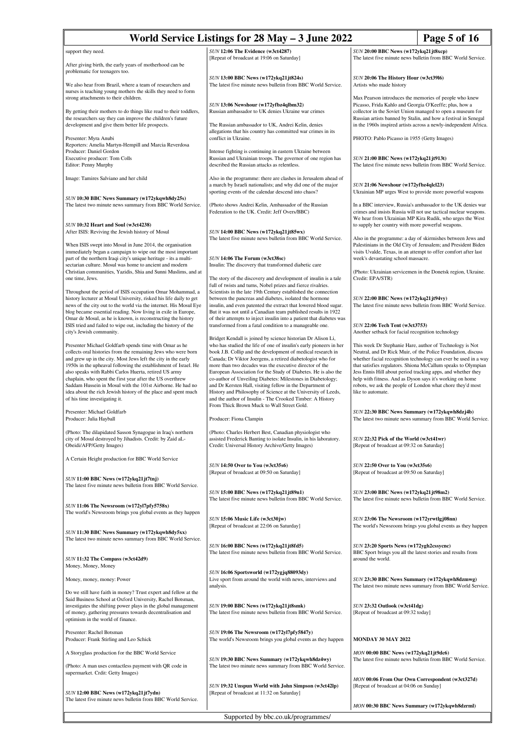support they need.

After giving birth, the early years of motherhood can be problematic for teenagers too.

We also hear from Brazil, where a team of researchers and nurses is teaching young mothers the skills they need to form strong attachments to their children.

By getting their mothers to do things like read to their toddlers, the researchers say they can improve the children's future development and give them better life prospects.

Presenter: Myra Anubi
Reporters: Amelia Martyn-Hempill and Marcia Reverdosa
Producer: Daniel Gordon
Executive producer: Tom Colls
Editor: Penny Murphy

Image: Tamires Salviano and her child

*SUN* **10:30 BBC News Summary (w172ykqwh8dy25s)**
The latest two minute news summary from BBC World Service.

*SUN* **10:32 Heart and Soul (w3ct4238)**
After ISIS: Reviving the Jewish history of Mosul

When ISIS swept into Mosul in June 2014, the organisation immediately began a campaign to wipe out the most important part of the northern Iraqi city's unique heritage - its a multi-sectarian culture. Mosul was home to ancient and modern Christian communities, Yazidis, Shia and Sunni Muslims, and at one time, Jews.

Throughout the period of ISIS occupation Omar Mohammad, a history lecturer at Mosul University, risked his life daily to get news of the city out to the world via the internet. His Mosul Eye blog became essential reading. Now living in exile in Europe, Omar de Mosul, as he is known, is reconstructing the history ISIS tried and failed to wipe out, including the history of the city's Jewish community.

Presenter Michael Goldfarb spends time with Omar as he collects oral histories from the remaining Jews who were born and grew up in the city. Most Jews left the city in the early 1950s in the upheaval following the establishment of Israel. He also speaks with Rabbi Carlos Huerta, retired US army chaplain, who spent the first year after the US overthrew Saddam Hussein in Mosul with the 101st Airborne. He had no idea about the rich Jewish history of the place and spent much of his time investigating it.

Presenter: Michael Goldfarb
Producer: Julia Hayball

(Photo: The dilapidated Sasson Synagogue in Iraq's northern city of Mosul destroyed by Jihadists. Credit: by Zaid aL-Obeidi/AFP/Getty Images)

A Certain Height production for BBC World Service

*SUN* **11:00 BBC News (w172ykq21jt7tnj)**
The latest five minute news bulletin from BBC World Service.

*SUN* **11:06 The Newsroom (w172yl7pfy5758x)**
The world's Newsroom brings you global events as they happen

*SUN* **11:30 BBC News Summary (w172ykqwh8dy5xx)**
The latest two minute news summary from BBC World Service.

*SUN* **11:32 The Compass (w3ct42d9)**
Money, Money, Money

Money, money, money: Power

Do we still have faith in money? Trust expert and fellow at the Said Business School at Oxford University, Rachel Botsman, investigates the shifting power plays in the global management of money, gathering pressures towards decentralisation and optimism in the world of finance.

Presenter: Rachel Botsman
Producer: Frank Stirling and Leo Schick

A Storyglass production for the BBC World Service

(Photo: A man uses contactless payment with QR code in supermarket. Crdit: Getty Images)

*SUN* **12:00 BBC News (w172ykq21jt7ydn)**
The latest five minute news bulletin from BBC World Service.

*SUN* **12:06 The Evidence (w3ct4287)**
[Repeat of broadcast at 19:06 on Saturday]

*SUN* **13:00 BBC News (w172ykq21jt824s)**
The latest five minute news bulletin from BBC World Service.

*SUN* **13:06 Newshour (w172yfbz4qlbm32)**
Russian ambassador to UK denies Ukraine war crimes

The Russian ambassador to UK, Andrei Kelin, denies allegations that his country has committed war crimes in its conflict in Ukraine.

Intense fighting is continuing in eastern Ukraine between Russian and Ukrainian troops. The governor of one region has described the Russian attacks as relentless.

Also in the programme: there are clashes in Jerusalem ahead of a march by Israeli nationalists; and why did one of the major sporting events of the calendar descend into chaos?

(Photo shows Andrei Kelin, Ambassador of the Russian Federation to the UK. Credit: Jeff Overs/BBC)

*SUN* **14:00 BBC News (w172ykq21jt85wx)**
The latest five minute news bulletin from BBC World Service.

*SUN* **14:06 The Forum (w3ct38sc)**
Insulin: The discovery that transformed diabetic care

The story of the discovery and development of insulin is a tale full of twists and turns, Nobel prizes and fierce rivalries. Scientists in the late 19th Century established the connection between the pancreas and diabetes, isolated the hormone insulin, and even patented the extract that lowered blood sugar. But it was not until a Canadian team published results in 1922 of their attempts to inject insulin into a patient that diabetes was transformed from a fatal condition to a manageable one.

Bridget Kendall is joined by science historian Dr Alison Li, who has studied the life of one of insulin's early pioneers in her book J.B. Collip and the development of medical research in Canada; Dr Viktor Joergens, a retired diabetologist who for more than two decades was the executive director of the European Association for the Study of Diabetes. He is also the co-author of Unveiling Diabetes: Milestones in Diabetology; and Dr Kersten Hall, visiting fellow in the Department of History and Philosophy of Science at the University of Leeds, and the author of Insulin - The Crooked Timber: A History From Thick Brown Muck to Wall Street Gold.

Producer: Fiona Clampin

(Photo: Charles Herbert Best, Canadian physiologist who assisted Frederick Banting to isolate Insulin, in his laboratory. Credit: Universal History Archive/Getty Images)

*SUN* **14:50 Over to You (w3ct35s6)**
[Repeat of broadcast at 09:50 on Saturday]

*SUN* **15:00 BBC News (w172ykq21jt89n1)**
The latest five minute news bulletin from BBC World Service.

*SUN* **15:06 Music Life (w3ct30jw)**
[Repeat of broadcast at 22:06 on Saturday]

*SUN* **16:00 BBC News (w172ykq21jt8fd5)**
The latest five minute news bulletin from BBC World Service.

*SUN* **16:06 Sportsworld (w172ygjq88093dy)**
Live sport from around the world with news, interviews and analysis.

*SUN* **19:00 BBC News (w172ykq21jt8smk)**
The latest five minute news bulletin from BBC World Service.

*SUN* **19:06 The Newsroom (w172yl7pfy5847y)**
The world's Newsroom brings you global events as they happen

*SUN* **19:30 BBC News Summary (w172ykqwh8dz4wy)**
The latest two minute news summary from BBC World Service.

*SUN* **19:32 Unspun World with John Simpson (w3ct42lp)**
[Repeat of broadcast at 11:32 on Saturday]

*SUN* **20:00 BBC News (w172ykq21jt8xcp)**
The latest five minute news bulletin from BBC World Service.

*SUN* **20:06 The History Hour (w3ct39l6)**
Artists who made history

Max Pearson introduces the memories of people who knew Picasso, Frida Kahlo and Georgia O'Keeffe; plus, how a collector in the Soviet Union managed to open a museum for Russian artists banned by Stalin, and how a festival in Senegal in the 1960s inspired artists across a newly-independent Africa.

PHOTO: Pablo Picasso in 1955 (Getty Images)

*SUN* **21:00 BBC News (w172ykq21jt913t)**
The latest five minute news bulletin from BBC World Service.

*SUN* **21:06 Newshour (w172yfbz4qlcl23)**
Ukrainian MP urges West to provide more powerful weapons

In a BBC interview, Russia's ambassador to the UK denies war crimes and insists Russia will not use tactical nuclear weapons. We hear from Ukrainian MP Kira Rudik, who urges the West to supply her country with more powerful weapons.

Also in the programme: a day of skirmishes between Jews and Palestinians in the Old City of Jerusalem; and President Biden visits Uvalde, Texas, in an attempt to offer comfort after last week's devastating school massacre.

(Photo: Ukrainian servicemen in the Donetsk region, Ukraine. Credit: EPA/STR)

*SUN* **22:00 BBC News (w172ykq21jt94vy)**
The latest five minute news bulletin from BBC World Service.

*SUN* **22:06 Tech Tent (w3ct3753)**
Another setback for facial recognition technology

This week Dr Stephanie Hare, author of Technology is Not Neutral, and Dr Rick Muir, of the Police Foundation, discuss whether facial recognition technology can ever be used in a way that satisfies regulators. Shiona McCallum speaks to Olympian Jess Ennis Hill about period tracking apps, and whether they help with fitness. And as Dyson says it's working on home robots, we ask the people of London what chore they'd most like to automate.

*SUN* **22:30 BBC News Summary (w172ykqwh8dzj4b)**
The latest two minute news summary from BBC World Service.

*SUN* **22:32 Pick of the World (w3ct41wr)**
[Repeat of broadcast at 09:32 on Saturday]

*SUN* **22:50 Over to You (w3ct35s6)**
[Repeat of broadcast at 09:50 on Saturday]

*SUN* **23:00 BBC News (w172ykq21jt98m2)**
The latest five minute news bulletin from BBC World Service.

*SUN* **23:06 The Newsroom (w172yrwtlgj08nn)**
The world's Newsroom brings you global events as they happen

*SUN* **23:20 Sports News (w172ygh2cssycnc)**
BBC Sport brings you all the latest stories and results from around the world.

*SUN* **23:30 BBC News Summary (w172ykqwh8dzmwg)**
The latest two minute news summary from BBC World Service.

*SUN* **23:32 Outlook (w3ct41dg)**
[Repeat of broadcast at 09:32 today]

## MONDAY 30 MAY 2022

*MON* **00:00 BBC News (w172ykq21jt9dc6)**
The latest five minute news bulletin from BBC World Service.

*MON* **00:06 From Our Own Correspondent (w3ct327d)**
[Repeat of broadcast at 04:06 on Sunday]

*MON* **00:30 BBC News Summary (w172ykqwh8dzrml)**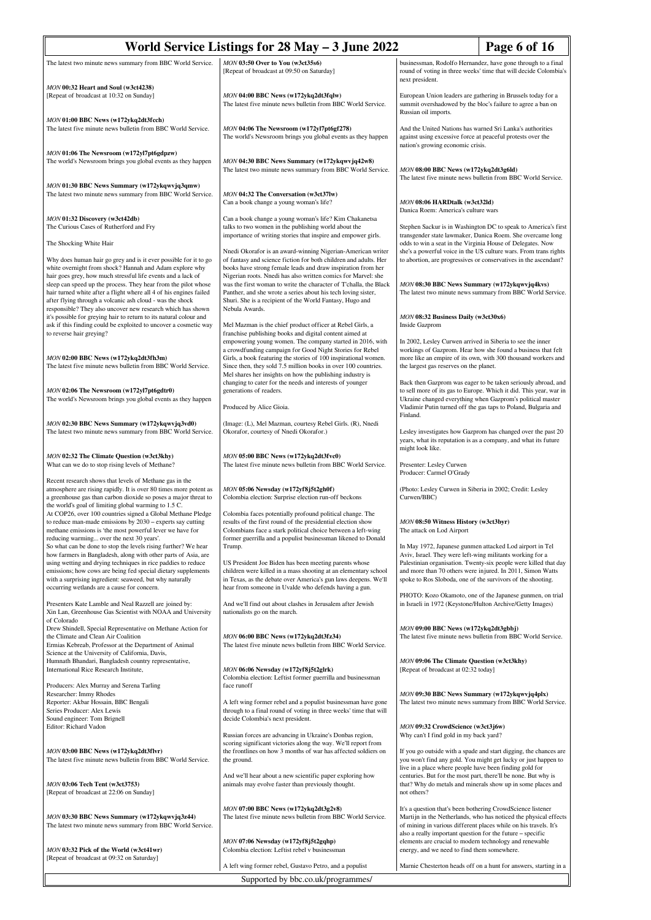The latest two minute news summary from BBC World Service.

**MON 00:32 Heart and Soul (w3ct4238)**
[Repeat of broadcast at 10:32 on Sunday]

**MON 01:00 BBC News (w172ykq2dt3fcch)**
The latest five minute news bulletin from BBC World Service.

**MON 01:06 The Newsroom (w172yl7pt6gdpzw)**
The world's Newsroom brings you global events as they happen

**MON 01:30 BBC News Summary (w172ykqwvjq3qmw)**
The latest two minute news summary from BBC World Service.

**MON 01:32 Discovery (w3ct42db)**
The Curious Cases of Rutherford and Fry

The Shocking White Hair

Why does human hair go grey and is it ever possible for it to go white overnight from shock? Hannah and Adam explore why hair goes grey, how much stressful life events and a lack of sleep can speed up the process. They hear from the pilot whose hair turned white after a flight where all 4 of his engines failed after flying through a volcanic ash cloud - was the shock responsible? They also uncover new research which has shown it's possible for greying hair to return to its natural colour and ask if this finding could be exploited to uncover a cosmetic way to reverse hair greying?

**MON 02:00 BBC News (w172ykq2dt3fh3m)**
The latest five minute news bulletin from BBC World Service.

**MON 02:06 The Newsroom (w172yl7pt6gdtr0)**
The world's Newsroom brings you global events as they happen

**MON 02:30 BBC News Summary (w172ykqwvjq3vd0)**
The latest two minute news summary from BBC World Service.

**MON 02:32 The Climate Question (w3ct3khy)**
What can we do to stop rising levels of Methane?

Recent research shows that levels of Methane gas in the atmosphere are rising rapidly. It is over 80 times more potent as a greenhouse gas than carbon dioxide so poses a major threat to the world's goal of limiting global warming to 1.5 C.
At COP26, over 100 countries signed a Global Methane Pledge to reduce man-made emissions by 2030 – experts say cutting methane emissions is 'the most powerful lever we have for reducing warming... over the next 30 years'.
So what can be done to stop the levels rising further? We hear how farmers in Bangladesh, along with other parts of Asia, are using wetting and drying techniques in rice paddies to reduce emissions; how cows are being fed special dietary supplements with a surprising ingredient: seaweed, but why naturally occurring wetlands are a cause for concern.

Presenters Kate Lamble and Neal Razzell are joined by:
Xin Lan, Greenhouse Gas Scientist with NOAA and University of Colorado
Drew Shindell, Special Representative on Methane Action for the Climate and Clean Air Coalition
Ermias Kebreab, Professor at the Department of Animal Science at the University of California, Davis,
Humnath Bhandari, Bangladesh country representative, International Rice Research Institute,

Producers: Alex Murray and Serena Tarling
Researcher: Immy Rhodes
Reporter: Akbar Hossain, BBC Bengali
Series Producer: Alex Lewis
Sound engineer: Tom Brignell
Editor: Richard Vadon

**MON 03:00 BBC News (w172ykq2dt3flvr)**
The latest five minute news bulletin from BBC World Service.

**MON 03:06 Tech Tent (w3ct3753)**
[Repeat of broadcast at 22:06 on Sunday]

**MON 03:30 BBC News Summary (w172ykqwvjq3z44)**
The latest two minute news summary from BBC World Service.

**MON 03:32 Pick of the World (w3ct41wr)**
[Repeat of broadcast at 09:32 on Saturday]

**MON 03:50 Over to You (w3ct35s6)**
[Repeat of broadcast at 09:50 on Saturday]

**MON 04:00 BBC News (w172ykq2dt3fqlw)**
The latest five minute news bulletin from BBC World Service.

**MON 04:06 The Newsroom (w172yl7pt6gf278)**
The world's Newsroom brings you global events as they happen

**MON 04:30 BBC News Summary (w172ykqwvjq42w8)**
The latest two minute news summary from BBC World Service.

**MON 04:32 The Conversation (w3ct37lw)**
Can a book change a young woman's life?

Can a book change a young woman's life? Kim Chakanetsa talks to two women in the publishing world about the importance of writing stories that inspire and empower girls.

Nnedi Okorafor is an award-winning Nigerian-American writer of fantasy and science fiction for both children and adults. Her books have strong female leads and draw inspiration from her Nigerian roots. Nnedi has also written comics for Marvel: she was the first woman to write the character of T'challa, the Black Panther, and she wrote a series about his tech loving sister, Shuri. She is a recipient of the World Fantasy, Hugo and Nebula Awards.

Mel Mazman is the chief product officer at Rebel Girls, a franchise publishing books and digital content aimed at empowering young women. The company started in 2016, with a crowdfunding campaign for Good Night Stories for Rebel Girls, a book featuring the stories of 100 inspirational women. Since then, they sold 7.5 million books in over 100 countries. Mel shares her insights on how the publishing industry is changing to cater for the needs and interests of younger generations of readers.

Produced by Alice Gioia.

(Image: (L), Mel Mazman, courtesy Rebel Girls. (R), Nnedi Okorafor, courtesy of Nnedi Okorafor.)

**MON 05:00 BBC News (w172ykq2dt3fvc0)**
The latest five minute news bulletin from BBC World Service.

**MON 05:06 Newsday (w172yf8j5t2gh0f)**
Colombia election: Surprise election run-off beckons

Colombia faces potentially profound political change. The results of the first round of the presidential election show Colombians face a stark political choice between a left-wing former guerrilla and a populist businessman likened to Donald Trump.

US President Joe Biden has been meeting parents whose children were killed in a mass shooting at an elementary school in Texas, as the debate over America's gun laws deepens. We'll hear from someone in Uvalde who defends having a gun.

And we'll find out about clashes in Jerusalem after Jewish nationalists go on the march.

**MON 06:00 BBC News (w172ykq2dt3fz34)**
The latest five minute news bulletin from BBC World Service.

**MON 06:06 Newsday (w172yf8j5t2glrk)**
Colombia election: Leftist former guerrilla and businessman face runoff

A left wing former rebel and a populist businessman have gone through to a final round of voting in three weeks' time that will decide Colombia's next president.

Russian forces are advancing in Ukraine's Donbas region, scoring significant victories along the way. We'll report from the frontlines on how 3 months of war has affected soldiers on the ground.

And we'll hear about a new scientific paper exploring how animals may evolve faster than previously thought.

**MON 07:00 BBC News (w172ykq2dt3g2v8)**
The latest five minute news bulletin from BBC World Service.

**MON 07:06 Newsday (w172yf8j5t2gqhp)**
Colombia election: Leftist rebel v businessman

A left wing former rebel, Gustavo Petro, and a populist businessman, Rodolfo Hernandez, have gone through to a final round of voting in three weeks' time that will decide Colombia's next president.

European Union leaders are gathering in Brussels today for a summit overshadowed by the bloc's failure to agree a ban on Russian oil imports.

And the United Nations has warned Sri Lanka's authorities against using excessive force at peaceful protests over the nation's growing economic crisis.

**MON 08:00 BBC News (w172ykq2dt3g6ld)**
The latest five minute news bulletin from BBC World Service.

**MON 08:06 HARDtalk (w3ct32ld)**
Danica Roem: America's culture wars

Stephen Sackur is in Washington DC to speak to America's first transgender state lawmaker, Danica Roem. She overcame long odds to win a seat in the Virginia House of Delegates. Now she's a powerful voice in the US culture wars. From trans rights to abortion, are progressives or conservatives in the ascendant?

**MON 08:30 BBC News Summary (w172ykqwvjq4kvs)**
The latest two minute news summary from BBC World Service.

**MON 08:32 Business Daily (w3ct30x6)**
Inside Gazprom

In 2002, Lesley Curwen arrived in Siberia to see the inner workings of Gazprom. Hear how she found a business that felt more like an empire of its own, with 300 thousand workers and the largest gas reserves on the planet.

Back then Gazprom was eager to be taken seriously abroad, and to sell more of its gas to Europe. Which it did. This year, war in Ukraine changed everything when Gazprom's political master Vladimir Putin turned off the gas taps to Poland, Bulgaria and Finland.

Lesley investigates how Gazprom has changed over the past 20 years, what its reputation is as a company, and what its future might look like.

Presenter: Lesley Curwen
Producer: Carmel O'Grady

(Photo: Lesley Curwen in Siberia in 2002; Credit: Lesley Curwen/BBC)

**MON 08:50 Witness History (w3ct3byr)**
The attack on Lod Airport

In May 1972, Japanese gunmen attacked Lod airport in Tel Aviv, Israel. They were left-wing militants working for a Palestinian organisation. Twenty-six people were killed that day and more than 70 others were injured. In 2011, Simon Watts spoke to Ros Sloboda, one of the survivors of the shooting.

PHOTO: Kozo Okamoto, one of the Japanese gunmen, on trial in Israeli in 1972 (Keystone/Hulton Archive/Getty Images)

**MON 09:00 BBC News (w172ykq2dt3gbbj)**
The latest five minute news bulletin from BBC World Service.

**MON 09:06 The Climate Question (w3ct3khy)**
[Repeat of broadcast at 02:32 today]

**MON 09:30 BBC News Summary (w172ykqwvjq4plx)**
The latest two minute news summary from BBC World Service.

**MON 09:32 CrowdScience (w3ct3j6w)**
Why can't I find gold in my back yard?

If you go outside with a spade and start digging, the chances are you won't find any gold. You might get lucky or just happen to live in a place where people have been finding gold for centuries. But for the most part, there'll be none. But why is that? Why do metals and minerals show up in some places and not others?

It's a question that's been bothering CrowdScience listener Martijn in the Netherlands, who has noticed the physical effects of mining in various different places while on his travels. It's also a really important question for the future – specific elements are crucial to modern technology and renewable energy, and we need to find them somewhere.

Marnie Chesterton heads off on a hunt for answers, starting in a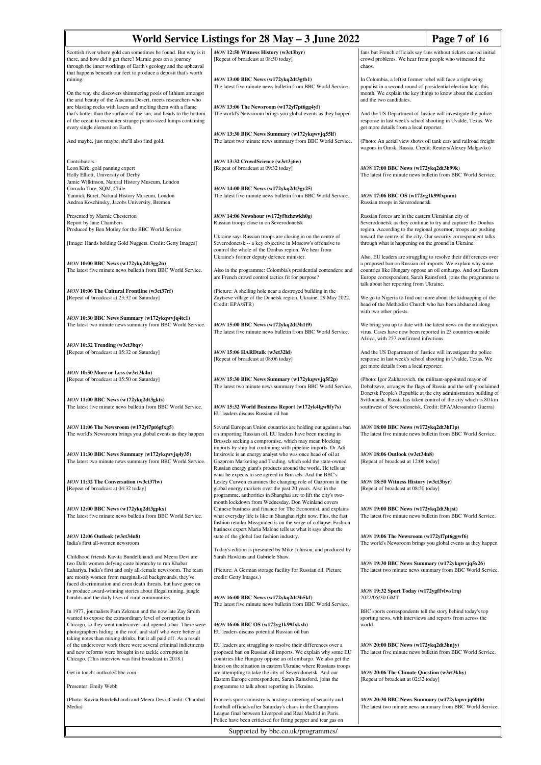Scottish river where gold can sometimes be found. But why is it there, and how did it get there? Marnie goes on a journey through the inner workings of Earth's geology and the upheaval that happens beneath our feet to produce a deposit that's worth mining.

On the way she discovers shimmering pools of lithium amongst the arid beauty of the Atacama Desert, meets researchers who are blasting rocks with lasers and melting them with a flame that's hotter than the surface of the sun, and heads to the bottom of the ocean to encounter strange potato-sized lumps containing every single element on Earth.

And maybe, just maybe, she'll also find gold.

Contributors:
Leon Kirk, gold panning expert
Holly Elliott, University of Derby
Jamie Wilkinson, Natural History Museum, London
Corrado Tore, SQM, Chile
Yannick Buret, Natural History Museum, London
Andrea Koschinsky, Jacobs University, Bremen

Presented by Marnie Chesterton
Report by Jane Chambers
Produced by Ben Motley for the BBC World Service

[Image: Hands holding Gold Nuggets. Credit: Getty Images]

**MON 10:00 BBC News (w172ykq2dt3gg2n)**
The latest five minute news bulletin from BBC World Service.

**MON 10:06 The Cultural Frontline (w3ct37rf)**
[Repeat of broadcast at 23:32 on Saturday]

**MON 10:30 BBC News Summary (w172ykqwvjq4tc1)**
The latest two minute news summary from BBC World Service.

**MON 10:32 Trending (w3ct3bqv)**
[Repeat of broadcast at 05:32 on Saturday]

**MON 10:50 More or Less (w3ct3k4n)**
[Repeat of broadcast at 05:50 on Saturday]

**MON 11:00 BBC News (w172ykq2dt3gkts)**
The latest five minute news bulletin from BBC World Service.

**MON 11:06 The Newsroom (w172yl7pt6gfxg5)**
The world's Newsroom brings you global events as they happen

**MON 11:30 BBC News Summary (w172ykqwvjq4y35)**
The latest two minute news summary from BBC World Service.

**MON 11:32 The Conversation (w3ct37lw)**
[Repeat of broadcast at 04:32 today]

**MON 12:00 BBC News (w172ykq2dt3gpkx)**
The latest five minute news bulletin from BBC World Service.

**MON 12:06 Outlook (w3ct34n8)**
India's first all-women newsroom

Childhood friends Kavita Bundelkhandi and Meera Devi are two Dalit women defying caste hierarchy to run Khabar Lahariya, India's first and only all-female newsroom. The team are mostly women from marginalised backgrounds, they've faced discrimination and even death threats, but have gone on to produce award-winning stories about illegal mining, jungle bandits and the daily lives of rural communities.

In 1977, journalists Pam Zekman and the now late Zay Smith wanted to expose the extraordinary level of corruption in Chicago, so they went undercover and opened a bar. There were photographers hiding in the roof, and staff who were better at taking notes than mixing drinks, but it all paid off. As a result of the undercover work there were several criminal indictments and new reforms were brought in to tackle corruption in Chicago. (This interview was first broadcast in 2018.)

Get in touch: outlook@bbc.com

Presenter: Emily Webb

(Photo: Kavita Bundelkhandi and Meera Devi. Credit: Chambal Media)

**MON 12:50 Witness History (w3ct3byr)**
[Repeat of broadcast at 08:50 today]

**MON 13:00 BBC News (w172ykq2dt3gtb1)**
The latest five minute news bulletin from BBC World Service.

**MON 13:06 The Newsroom (w172yl7pt6gg4yf)**
The world's Newsroom brings you global events as they happen

**MON 13:30 BBC News Summary (w172ykqwvjq55lf)**
The latest two minute news summary from BBC World Service.

**MON 13:32 CrowdScience (w3ct3j6w)**
[Repeat of broadcast at 09:32 today]

**MON 14:00 BBC News (w172ykq2dt3gy25)**
The latest five minute news bulletin from BBC World Service.

**MON 14:06 Newshour (w172yfbzhzwkh0g)**
Russian troops close in on Severodonetsk

Ukraine says Russian troops are closing in on the centre of Severodonetsk -- a key objective in Moscow's offensive to control the whole of the Donbas region. We hear from Ukraine's former deputy defence minister.

Also in the programme: Colombia's presidential contenders; and are French crowd control tactics fit for purpose?

(Picture: A shelling hole near a destroyed building in the Zaytseve village of the Donetsk region, Ukraine, 29 May 2022. Credit: EPA/STR)

**MON 15:00 BBC News (w172ykq2dt3h1t9)**
The latest five minute news bulletin from BBC World Service.

**MON 15:06 HARDtalk (w3ct32ld)**
[Repeat of broadcast at 08:06 today]

**MON 15:30 BBC News Summary (w172ykqwvjq5f2p)**
The latest two minute news summary from BBC World Service.

**MON 15:32 World Business Report (w172yk4lgw8fy7s)**
EU leaders discuss Russian oil ban

Several European Union countries are holding out against a ban on importing Russian oil. EU leaders have been meeting in Brussels seeking a compromise, which may mean blocking imports by ship but continuing with pipeline imports. Dr Adi Imsirovic is an energy analyst who was once head of oil at Gazprom Marketing and Trading, which sold the state-owned Russian energy giant's products around the world. He tells us what he expects to see agreed in Brussels. And the BBC's Lesley Curwen examines the changing role of Gazprom in the global energy markets over the past 20 years. Also in the programme, authorities in Shanghai are to lift the city's two-month lockdown from Wednesday. Don Weinland covers Chinese business and finance for The Economist, and explains what everyday life is like in Shanghai right now. Plus, the fast fashion retailer Missguided is on the verge of collapse. Fashion business expert Maria Malone tells us what it says about the state of the global fast fashion industry.

Today's edition is presented by Mike Johnson, and produced by Sarah Hawkins and Gabriele Shaw.

(Picture: A German storage facility for Russian oil. Picture credit: Getty Images.)

**MON 16:00 BBC News (w172ykq2dt3h5kf)**
The latest five minute news bulletin from BBC World Service.

**MON 16:06 BBC OS (w172yg1k99fxkxh)**
EU leaders discuss potential Russian oil ban

EU leaders are struggling to resolve their differences over a proposed ban on Russian oil imports. We explain why some EU countries like Hungary oppose an oil embargo. We also get the latest on the situation in eastern Ukraine where Russians troops are attempting to take the city of Severodonetsk. And our Eastern Europe correspondent, Sarah Rainsford, joins the programme to talk about reporting in Ukraine.

France's sports ministry is hosting a meeting of security and football officials after Saturday's chaos in the Champions League final between Liverpool and Real Madrid in Paris. Police have been criticised for firing pepper and tear gas on fans but French officials say fans without tickets caused initial crowd problems. We hear from people who witnessed the chaos.

In Colombia, a leftist former rebel will face a right-wing populist in a second round of presidential election later this month. We explain the key things to know about the election and the two candidates.

And the US Department of Justice will investigate the police response in last week's school shooting in Uvalde, Texas. We get more details from a local reporter.

(Photo: An aerial view shows oil tank cars and railroad freight wagons in Omsk, Russia. Credit: Reuters/Alexey Malgavko)

**MON 17:00 BBC News (w172ykq2dt3h99k)**
The latest five minute news bulletin from BBC World Service.

**MON 17:06 BBC OS (w172yg1k99fxpnm)**
Russian troops in Severodonetsk

Russian forces are in the eastern Ukrainian city of Severodonetsk as they continue to try and capture the Donbas region. According to the regional governor, troops are pushing toward the centre of the city. Our security correspondent talks through what is happening on the ground in Ukraine.

Also, EU leaders are struggling to resolve their differences over a proposed ban on Russian oil imports. We explain why some countries like Hungary oppose an oil embargo. And our Eastern Europe correspondent, Sarah Rainsford, joins the programme to talk about her reporting from Ukraine.

We go to Nigeria to find out more about the kidnapping of the head of the Methodist Church who has been abducted along with two other priests.

We bring you up to date with the latest news on the monkeypox virus. Cases have now been reported in 23 countries outside Africa, with 257 confirmed infections.

And the US Department of Justice will investigate the police response in last week's school shooting in Uvalde, Texas. We get more details from a local reporter.

(Photo: Igor Zakharevich, the militant-appointed mayor of Debaltseve, arranges the flags of Russia and the self-proclaimed Donetsk People's Republic at the city administration building of Svitlodarsk. Russia has taken control of the city which is 80 km southwest of Severodonetsk. Credit: EPA/Alessandro Guerra)

**MON 18:00 BBC News (w172ykq2dt3hf1p)**
The latest five minute news bulletin from BBC World Service.

**MON 18:06 Outlook (w3ct34n8)**
[Repeat of broadcast at 12:06 today]

**MON 18:50 Witness History (w3ct3byr)**
[Repeat of broadcast at 08:50 today]

**MON 19:00 BBC News (w172ykq2dt3hjst)**
The latest five minute news bulletin from BBC World Service.

**MON 19:06 The Newsroom (w172yl7pt6ggwf6)**
The world's Newsroom brings you global events as they happen

**MON 19:30 BBC News Summary (w172ykqwvjq5x26)**
The latest two minute news summary from BBC World Service.

**MON 19:32 Sport Today (w172ygffvlws1rq)**
2022/05/30 GMT

BBC sports correspondents tell the story behind today's top sporting news, with interviews and reports from across the world.

**MON 20:00 BBC News (w172ykq2dt3hnjy)**
The latest five minute news bulletin from BBC World Service.

**MON 20:06 The Climate Question (w3ct3khy)**
[Repeat of broadcast at 02:32 today]

**MON 20:30 BBC News Summary (w172ykqwvjq60tb)**
The latest two minute news summary from BBC World Service.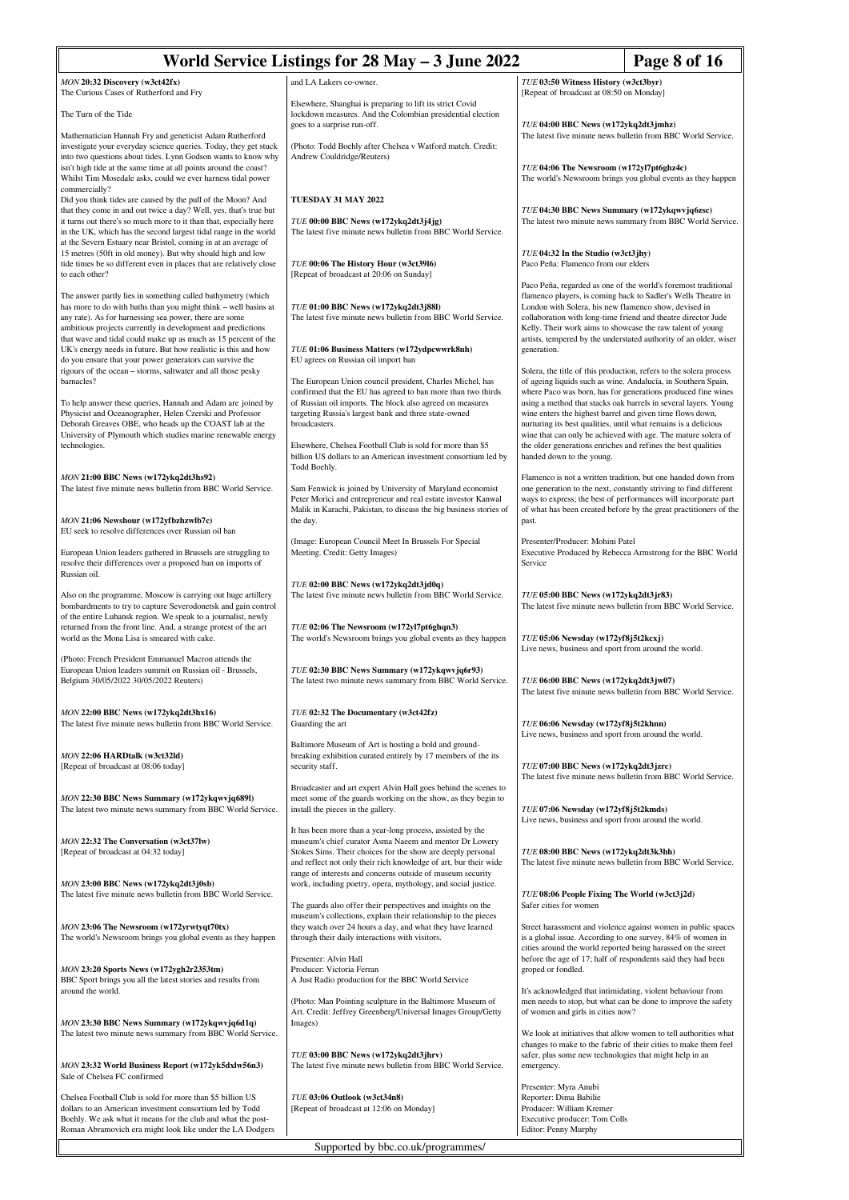*MON* **20:32 Discovery (w3ct42fx)**
The Curious Cases of Rutherford and Fry

The Turn of the Tide

Mathematician Hannah Fry and geneticist Adam Rutherford investigate your everyday science queries. Today, they get stuck into two questions about tides. Lynn Godson wants to know why isn't high tide at the same time at all points around the coast? Whilst Tim Mosedale asks, could we ever harness tidal power commercially?
Did you think tides are caused by the pull of the Moon? And that they come in and out twice a day? Well, yes, that's true but it turns out there's so much more to it than that, especially here in the UK, which has the second largest tidal range in the world at the Severn Estuary near Bristol, coming in at an average of 15 metres (50ft in old money). But why should high and low tide times be so different even in places that are relatively close to each other?

The answer partly lies in something called bathymetry (which has more to do with baths than you might think – well basins at any rate). As for harnessing sea power, there are some ambitious projects currently in development and predictions that wave and tidal could make up as much as 15 percent of the UK's energy needs in future. But how realistic is this and how do you ensure that your power generators can survive the rigours of the ocean – storms, saltwater and all those pesky barnacles?

To help answer these queries, Hannah and Adam are joined by Physicist and Oceanographer, Helen Czerski and Professor Deborah Greaves OBE, who heads up the COAST lab at the University of Plymouth which studies marine renewable energy technologies.

*MON* **21:00 BBC News (w172ykq2dt3hs92)**
The latest five minute news bulletin from BBC World Service.

*MON* **21:06 Newshour (w172yfbzhzwlb7c)**
EU seek to resolve differences over Russian oil ban

European Union leaders gathered in Brussels are struggling to resolve their differences over a proposed ban on imports of Russian oil.

Also on the programme, Moscow is carrying out huge artillery bombardments to try to capture Severodonetsk and gain control of the entire Luhansk region. We speak to a journalist, newly returned from the front line. And, a strange protest of the art world as the Mona Lisa is smeared with cake.

(Photo: French President Emmanuel Macron attends the European Union leaders summit on Russian oil - Brussels, Belgium 30/05/2022 30/05/2022 Reuters)

*MON* **22:00 BBC News (w172ykq2dt3hx16)**
The latest five minute news bulletin from BBC World Service.

*MON* **22:06 HARDtalk (w3ct32ld)**
[Repeat of broadcast at 08:06 today]

*MON* **22:30 BBC News Summary (w172ykqwvjq689l)**
The latest two minute news summary from BBC World Service.

*MON* **22:32 The Conversation (w3ct37lw)**
[Repeat of broadcast at 04:32 today]

*MON* **23:00 BBC News (w172ykq2dt3j0sb)**
The latest five minute news bulletin from BBC World Service.

*MON* **23:06 The Newsroom (w172yrwtyqt70tx)**
The world's Newsroom brings you global events as they happen

*MON* **23:20 Sports News (w172ygh2r2353tm)**
BBC Sport brings you all the latest stories and results from around the world.

*MON* **23:30 BBC News Summary (w172ykqwvjq6d1q)**
The latest two minute news summary from BBC World Service.

*MON* **23:32 World Business Report (w172yk5dxlw56n3)**
Sale of Chelsea FC confirmed

Chelsea Football Club is sold for more than $5 billion US dollars to an American investment consortium led by Todd Boehly. We ask what it means for the club and what the post-Roman Abramovich era might look like under the LA Dodgers and LA Lakers co-owner.

Elsewhere, Shanghai is preparing to lift its strict Covid lockdown measures. And the Colombian presidential election goes to a surprise run-off.

(Photo: Todd Boehly after Chelsea v Watford match. Credit: Andrew Couldridge/Reuters)

## TUESDAY 31 MAY 2022

*TUE* **00:00 BBC News (w172ykq2dt3j4jg)**
The latest five minute news bulletin from BBC World Service.

*TUE* **00:06 The History Hour (w3ct39l6)**
[Repeat of broadcast at 20:06 on Sunday]

*TUE* **01:00 BBC News (w172ykq2dt3j88l)**
The latest five minute news bulletin from BBC World Service.

*TUE* **01:06 Business Matters (w172ydpcwwrk8nh)**
EU agrees on Russian oil import ban

The European Union council president, Charles Michel, has confirmed that the EU has agreed to ban more than two thirds of Russian oil imports. The block also agreed on measures targeting Russia's largest bank and three state-owned broadcasters.

Elsewhere, Chelsea Football Club is sold for more than $5 billion US dollars to an American investment consortium led by Todd Boehly.

Sam Fenwick is joined by University of Maryland economist Peter Morici and entrepreneur and real estate investor Kanwal Malik in Karachi, Pakistan, to discuss the big business stories of the day.

(Image: European Council Meet In Brussels For Special Meeting. Credit: Getty Images)

*TUE* **02:00 BBC News (w172ykq2dt3jd0q)**
The latest five minute news bulletin from BBC World Service.

*TUE* **02:06 The Newsroom (w172yl7pt6ghqn3)**
The world's Newsroom brings you global events as they happen

*TUE* **02:30 BBC News Summary (w172ykqwvjq6r93)**
The latest two minute news summary from BBC World Service.

*TUE* **02:32 The Documentary (w3ct42fz)**
Guarding the art

Baltimore Museum of Art is hosting a bold and ground-breaking exhibition curated entirely by 17 members of the its security staff.

Broadcaster and art expert Alvin Hall goes behind the scenes to meet some of the guards working on the show, as they begin to install the pieces in the gallery.

It has been more than a year-long process, assisted by the museum's chief curator Asma Naeem and mentor Dr Lowery Stokes Sims. Their choices for the show are deeply personal and reflect not only their rich knowledge of art, but their wide range of interests and concerns outside of museum security work, including poetry, opera, mythology, and social justice.

The guards also offer their perspectives and insights on the museum's collections, explain their relationship to the pieces they watch over 24 hours a day, and what they have learned through their daily interactions with visitors.

Presenter: Alvin Hall
Producer: Victoria Ferran
A Just Radio production for the BBC World Service

(Photo: Man Pointing sculpture in the Baltimore Museum of Art. Credit: Jeffrey Greenberg/Universal Images Group/Getty Images)

*TUE* **03:00 BBC News (w172ykq2dt3jhrv)**
The latest five minute news bulletin from BBC World Service.

*TUE* **03:06 Outlook (w3ct34n8)**
[Repeat of broadcast at 12:06 on Monday]

*TUE* **03:50 Witness History (w3ct3byr)**
[Repeat of broadcast at 08:50 on Monday]

*TUE* **04:00 BBC News (w172ykq2dt3jmhz)**
The latest five minute news bulletin from BBC World Service.

*TUE* **04:06 The Newsroom (w172yl7pt6ghz4c)**
The world's Newsroom brings you global events as they happen

*TUE* **04:30 BBC News Summary (w172ykqwvjq6zsc)**
The latest two minute news summary from BBC World Service.

*TUE* **04:32 In the Studio (w3ct3jhy)**
Paco Peña: Flamenco from our elders

Paco Peña, regarded as one of the world's foremost traditional flamenco players, is coming back to Sadler's Wells Theatre in London with Solera, his new flamenco show, devised in collaboration with long-time friend and theatre director Jude Kelly. Their work aims to showcase the raw talent of young artists, tempered by the understated authority of an older, wiser generation.

Solera, the title of this production, refers to the solera process of ageing liquids such as wine. Andalucía, in Southern Spain, where Paco was born, has for generations produced fine wines using a method that stacks oak barrels in several layers. Young wine enters the highest barrel and given time flows down, nurturing its best qualities, until what remains is a delicious wine that can only be achieved with age. The mature solera of the older generations enriches and refines the best qualities handed down to the young.

Flamenco is not a written tradition, but one handed down from one generation to the next, constantly striving to find different ways to express; the best of performances will incorporate part of what has been created before by the great practitioners of the past.

Presenter/Producer: Mohini Patel
Executive Produced by Rebecca Armstrong for the BBC World Service

*TUE* **05:00 BBC News (w172ykq2dt3jr83)**
The latest five minute news bulletin from BBC World Service.

*TUE* **05:06 Newsday (w172yf8j5t2kcxj)**
Live news, business and sport from around the world.

*TUE* **06:00 BBC News (w172ykq2dt3jw07)**
The latest five minute news bulletin from BBC World Service.

*TUE* **06:06 Newsday (w172yf8j5t2khnn)**
Live news, business and sport from around the world.

*TUE* **07:00 BBC News (w172ykq2dt3jzrc)**
The latest five minute news bulletin from BBC World Service.

*TUE* **07:06 Newsday (w172yf8j5t2kmds)**
Live news, business and sport from around the world.

*TUE* **08:00 BBC News (w172ykq2dt3k3hh)**
The latest five minute news bulletin from BBC World Service.

*TUE* **08:06 People Fixing The World (w3ct3j2d)**
Safer cities for women

Street harassment and violence against women in public spaces is a global issue. According to one survey, 84% of women in cities around the world reported being harassed on the street before the age of 17; half of respondents said they had been groped or fondled.

It's acknowledged that intimidating, violent behaviour from men needs to stop, but what can be done to improve the safety of women and girls in cities now?

We look at initiatives that allow women to tell authorities what changes to make to the fabric of their cities to make them feel safer, plus some new technologies that might help in an emergency.

Presenter: Myra Anubi
Reporter: Dima Babilie
Producer: William Kremer
Executive producer: Tom Colls
Editor: Penny Murphy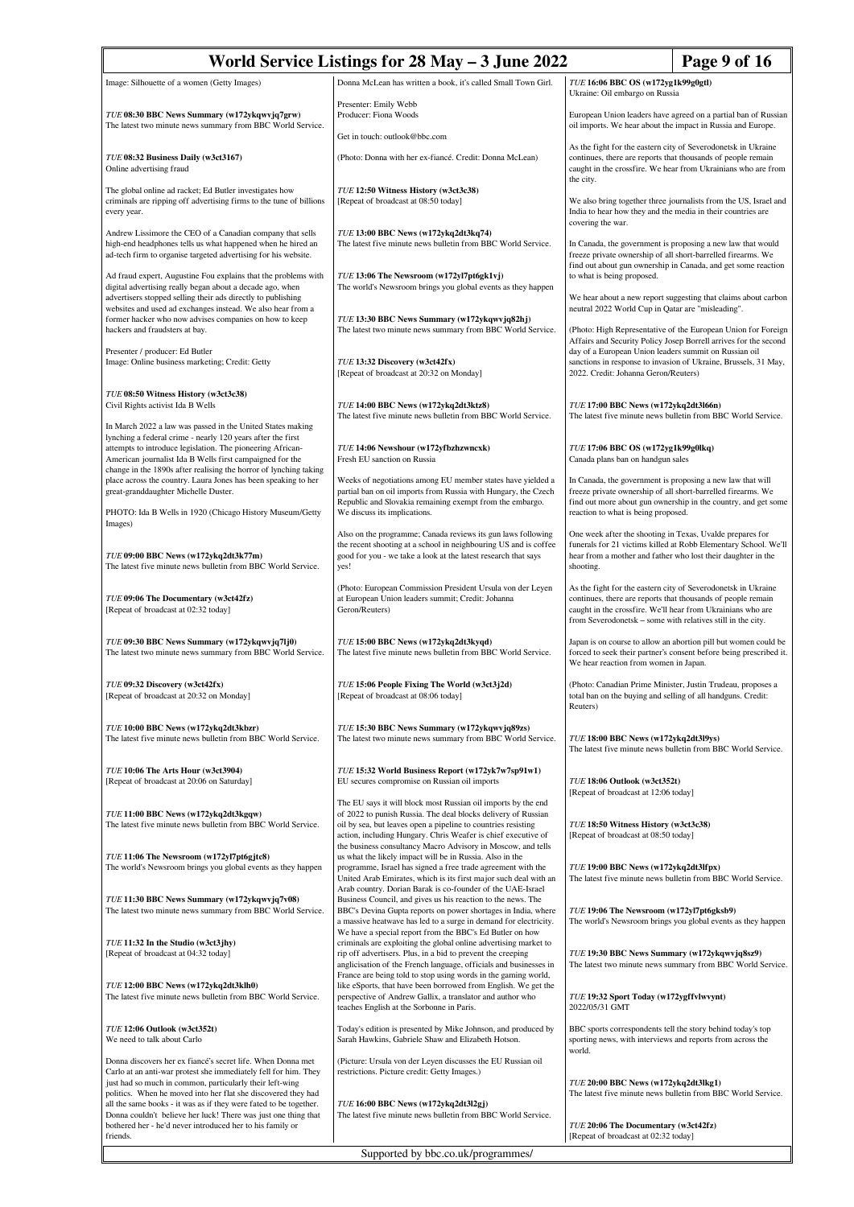Image: Silhouette of a women (Getty Images)

*TUE* **08:30 BBC News Summary (w172ykqwvjq7grw)**
The latest two minute news summary from BBC World Service.

*TUE* **08:32 Business Daily (w3ct3167)**
Online advertising fraud

The global online ad racket; Ed Butler investigates how criminals are ripping off advertising firms to the tune of billions every year.

Andrew Lissimore the CEO of a Canadian company that sells high-end headphones tells us what happened when he hired an ad-tech firm to organise targeted advertising for his website.

Ad fraud expert, Augustine Fou explains that the problems with digital advertising really began about a decade ago, when advertisers stopped selling their ads directly to publishing websites and used ad exchanges instead. We also hear from a former hacker who now advises companies on how to keep hackers and fraudsters at bay.

Presenter / producer: Ed Butler
Image: Online business marketing; Credit: Getty

*TUE* **08:50 Witness History (w3ct3c38)**
Civil Rights activist Ida B Wells

In March 2022 a law was passed in the United States making lynching a federal crime - nearly 120 years after the first attempts to introduce legislation. The pioneering African-American journalist Ida B Wells first campaigned for the change in the 1890s after realising the horror of lynching taking place across the country. Laura Jones has been speaking to her great-granddaughter Michelle Duster.

PHOTO: Ida B Wells in 1920 (Chicago History Museum/Getty Images)

*TUE* **09:00 BBC News (w172ykq2dt3k77m)**
The latest five minute news bulletin from BBC World Service.

*TUE* **09:06 The Documentary (w3ct42fz)**
[Repeat of broadcast at 02:32 today]

*TUE* **09:30 BBC News Summary (w172ykqwvjq7lj0)**
The latest two minute news summary from BBC World Service.

*TUE* **09:32 Discovery (w3ct42fx)**
[Repeat of broadcast at 20:32 on Monday]

*TUE* **10:00 BBC News (w172ykq2dt3kbzr)**
The latest five minute news bulletin from BBC World Service.

*TUE* **10:06 The Arts Hour (w3ct3904)**
[Repeat of broadcast at 20:06 on Saturday]

*TUE* **11:00 BBC News (w172ykq2dt3kgqw)**
The latest five minute news bulletin from BBC World Service.

*TUE* **11:06 The Newsroom (w172yl7pt6gjtc8)**
The world's Newsroom brings you global events as they happen

*TUE* **11:30 BBC News Summary (w172ykqwvjq7v08)**
The latest two minute news summary from BBC World Service.

*TUE* **11:32 In the Studio (w3ct3jhy)**
[Repeat of broadcast at 04:32 today]

*TUE* **12:00 BBC News (w172ykq2dt3klh0)**
The latest five minute news bulletin from BBC World Service.

*TUE* **12:06 Outlook (w3ct352t)**
We need to talk about Carlo

Donna discovers her ex fiancé's secret life. When Donna met Carlo at an anti-war protest she immediately fell for him. They just had so much in common, particularly their left-wing politics. When he moved into her flat she discovered they had all the same books - it was as if they were fated to be together. Donna couldn't believe her luck! There was just one thing that bothered her - he'd never introduced her to his family or friends.

Donna McLean has written a book, it's called Small Town Girl.

Presenter: Emily Webb
Producer: Fiona Woods

Get in touch: outlook@bbc.com

(Photo: Donna with her ex-fiancé. Credit: Donna McLean)

*TUE* **12:50 Witness History (w3ct3c38)**
[Repeat of broadcast at 08:50 today]

*TUE* **13:00 BBC News (w172ykq2dt3kq74)**
The latest five minute news bulletin from BBC World Service.

*TUE* **13:06 The Newsroom (w172yl7pt6gk1vj)**
The world's Newsroom brings you global events as they happen

*TUE* **13:30 BBC News Summary (w172ykqwvjq82hj)**
The latest two minute news summary from BBC World Service.

*TUE* **13:32 Discovery (w3ct42fx)**
[Repeat of broadcast at 20:32 on Monday]

*TUE* **14:00 BBC News (w172ykq2dt3ktz8)**
The latest five minute news bulletin from BBC World Service.

*TUE* **14:06 Newshour (w172yfbzhzwncxk)**
Fresh EU sanction on Russia

Weeks of negotiations among EU member states have yielded a partial ban on oil imports from Russia with Hungary, the Czech Republic and Slovakia remaining exempt from the embargo. We discuss its implications.

Also on the programme; Canada reviews its gun laws following the recent shooting at a school in neighbouring US and is coffee good for you - we take a look at the latest research that says yes!

(Photo: European Commission President Ursula von der Leyen at European Union leaders summit; Credit: Johanna Geron/Reuters)

*TUE* **15:00 BBC News (w172ykq2dt3kyqd)**
The latest five minute news bulletin from BBC World Service.

*TUE* **15:06 People Fixing The World (w3ct3j2d)**
[Repeat of broadcast at 08:06 today]

*TUE* **15:30 BBC News Summary (w172ykqwvjq89zs)**
The latest two minute news summary from BBC World Service.

*TUE* **15:32 World Business Report (w172yk7w7sp91w1)**
EU secures compromise on Russian oil imports

The EU says it will block most Russian oil imports by the end of 2022 to punish Russia. The deal blocks delivery of Russian oil by sea, but leaves open a pipeline to countries resisting action, including Hungary. Chris Weafer is chief executive of the business consultancy Macro Advisory in Moscow, and tells us what the likely impact will be in Russia. Also in the programme, Israel has signed a free trade agreement with the United Arab Emirates, which is its first major such deal with an Arab country. Dorian Barak is co-founder of the UAE-Israel Business Council, and gives us his reaction to the news. The BBC's Devina Gupta reports on power shortages in India, where a massive heatwave has led to a surge in demand for electricity. We have a special report from the BBC's Ed Butler on how criminals are exploiting the global online advertising market to rip off advertisers. Plus, in a bid to prevent the creeping anglicisation of the French language, officials and businesses in France are being told to stop using words in the gaming world, like eSports, that have been borrowed from English. We get the perspective of Andrew Gallix, a translator and author who teaches English at the Sorbonne in Paris.

Today's edition is presented by Mike Johnson, and produced by Sarah Hawkins, Gabriele Shaw and Elizabeth Hotson.

(Picture: Ursula von der Leyen discusses the EU Russian oil restrictions. Picture credit: Getty Images.)

*TUE* **16:00 BBC News (w172ykq2dt3l2gj)**
The latest five minute news bulletin from BBC World Service.

*TUE* **16:06 BBC OS (w172yg1k99g0gtl)**
Ukraine: Oil embargo on Russia

European Union leaders have agreed on a partial ban of Russian oil imports. We hear about the impact in Russia and Europe.

As the fight for the eastern city of Severodonetsk in Ukraine continues, there are reports that thousands of people remain caught in the crossfire. We hear from Ukrainians who are from the city.

We also bring together three journalists from the US, Israel and India to hear how they and the media in their countries are covering the war.

In Canada, the government is proposing a new law that would freeze private ownership of all short-barrelled firearms. We find out about gun ownership in Canada, and get some reaction to what is being proposed.

We hear about a new report suggesting that claims about carbon neutral 2022 World Cup in Qatar are "misleading".

(Photo: High Representative of the European Union for Foreign Affairs and Security Policy Josep Borrell arrives for the second day of a European Union leaders summit on Russian oil sanctions in response to invasion of Ukraine, Brussels, 31 May, 2022. Credit: Johanna Geron/Reuters)

*TUE* **17:00 BBC News (w172ykq2dt3l66n)**
The latest five minute news bulletin from BBC World Service.

*TUE* **17:06 BBC OS (w172yg1k99g0lkq)**
Canada plans ban on handgun sales

In Canada, the government is proposing a new law that will freeze private ownership of all short-barrelled firearms. We find out more about gun ownership in the country, and get some reaction to what is being proposed.

One week after the shooting in Texas, Uvalde prepares for funerals for 21 victims killed at Robb Elementary School. We'll hear from a mother and father who lost their daughter in the shooting.

As the fight for the eastern city of Severodonetsk in Ukraine continues, there are reports that thousands of people remain caught in the crossfire. We'll hear from Ukrainians who are from Severodonetsk – some with relatives still in the city.

Japan is on course to allow an abortion pill but women could be forced to seek their partner's consent before being prescribed it. We hear reaction from women in Japan.

(Photo: Canadian Prime Minister, Justin Trudeau, proposes a total ban on the buying and selling of all handguns. Credit: Reuters)

*TUE* **18:00 BBC News (w172ykq2dt3l9ys)**
The latest five minute news bulletin from BBC World Service.

*TUE* **18:06 Outlook (w3ct352t)**
[Repeat of broadcast at 12:06 today]

*TUE* **18:50 Witness History (w3ct3c38)**
[Repeat of broadcast at 08:50 today]

*TUE* **19:00 BBC News (w172ykq2dt3lfpx)**
The latest five minute news bulletin from BBC World Service.

*TUE* **19:06 The Newsroom (w172yl7pt6gksb9)**
The world's Newsroom brings you global events as they happen

*TUE* **19:30 BBC News Summary (w172ykqwvjq8sz9)**
The latest two minute news summary from BBC World Service.

*TUE* **19:32 Sport Today (w172ygffvlwvynt)**
2022/05/31 GMT

BBC sports correspondents tell the story behind today's top sporting news, with interviews and reports from across the world.

*TUE* **20:00 BBC News (w172ykq2dt3lkg1)**
The latest five minute news bulletin from BBC World Service.

*TUE* **20:06 The Documentary (w3ct42fz)**
[Repeat of broadcast at 02:32 today]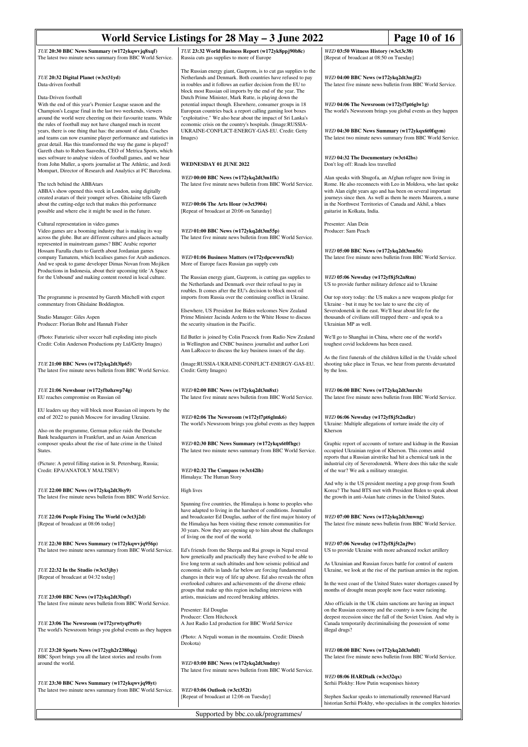*TUE* **20:30 BBC News Summary (w172ykqwvjq8xqf)**
The latest two minute news summary from BBC World Service.

*TUE* **20:32 Digital Planet (w3ct31yd)**
Data-driven football

Data-Driven football
With the end of this year's Premier League season and the Champion's League final in the last two weekends, viewers around the world were cheering on their favourite teams. While the rules of football may not have changed much in recent years, there is one thing that has: the amount of data. Coaches and teams can now examine player performance and statistics in great detail. Has this transformed the way the game is played? Gareth chats to Ruben Saavedra, CEO of Metrica Sports, which uses software to analyse videos of football games, and we hear from John Muller, a sports journalist at The Athletic, and Jordi Mompart, Director of Research and Analytics at FC Barcelona.

The tech behind the ABBAtars
ABBA's show opened this week in London, using digitally created avatars of their younger selves. Ghislaine tells Gareth about the cutting-edge tech that makes this performance possible and where else it might be used in the future.

Cultural representation in video games
Video games are a booming industry that is making its way across the globe. But are different cultures and places actually represented in mainstream games? BBC Arabic reporter Hossam Fazulla chats to Gareth about Jordanian games company Tamatem, which localises games for Arab audiences. And we speak to game developer Dimas Novan from Mojiken Productions in Indonesia, about their upcoming title 'A Space for the Unbound' and making content rooted in local culture.

The programme is presented by Gareth Mitchell with expert commentary from Ghislaine Boddington.

Studio Manager: Giles Aspen
Producer: Florian Bohr and Hannah Fisher

(Photo: Futuristic silver soccer ball exploding into pixels Credit: Colin Anderson Productions pty Ltd/Getty Images)

*TUE* **21:00 BBC News (w172ykq2dt3lp65)**
The latest five minute news bulletin from BBC World Service.

*TUE* **21:06 Newshour (w172yfbzhzwp74g)**
EU reaches compromise on Russian oil

EU leaders say they will block most Russian oil imports by the end of 2022 to punish Moscow for invading Ukraine.

Also on the programme, German police raids the Deutsche Bank headquarters in Frankfurt, and an Asian American composer speaks about the rise of hate crime in the United States.

(Picture: A petrol filling station in St. Petersburg, Russia; Credit: EPA/ANATOLY MALTSEV)

*TUE* **22:00 BBC News (w172ykq2dt3lsy9)**
The latest five minute news bulletin from BBC World Service.

*TUE* **22:06 People Fixing The World (w3ct3j2d)**
[Repeat of broadcast at 08:06 today]

*TUE* **22:30 BBC News Summary (w172ykqwvjq956p)**
The latest two minute news summary from BBC World Service.

*TUE* **22:32 In the Studio (w3ct3jhy)**
[Repeat of broadcast at 04:32 today]

*TUE* **23:00 BBC News (w172ykq2dt3lxpf)**
The latest five minute news bulletin from BBC World Service.

*TUE* **23:06 The Newsroom (w172yrwtyqt9xr0)**
The world's Newsroom brings you global events as they happen

*TUE* **23:20 Sports News (w172ygh2r2380qq)**
BBC Sport brings you all the latest stories and results from around the world.

*TUE* **23:30 BBC News Summary (w172ykqwvjq98yt)**
The latest two minute news summary from BBC World Service.

*TUE* **23:32 World Business Report (w172yk8ppj90b8c)**
Russia cuts gas supplies to more of Europe

The Russian energy giant, Gazprom, is to cut gas supplies to the Netherlands and Denmark. Both countries have refused to pay in roubles and it follows an earlier decision from the EU to block most Russian oil imports by the end of the year. The Dutch Prime Minister, Mark Rutte, is playing down the potential impact though. Elsewhere, consumer groups in 18 European countries back a report calling gaming loot boxes "exploitative." We also hear about the impact of Sri Lanka's economic crisis on the country's hospitals. (Image:RUSSIA-UKRAINE-CONFLICT-ENERGY-GAS-EU. Credit: Getty Images)

## WEDNESDAY 01 JUNE 2022

*WED* **00:00 BBC News (w172ykq2dt3m1fk)**
The latest five minute news bulletin from BBC World Service.

*WED* **00:06 The Arts Hour (w3ct3904)**
[Repeat of broadcast at 20:06 on Saturday]

*WED* **01:00 BBC News (w172ykq2dt3m55p)**
The latest five minute news bulletin from BBC World Service.

*WED* **01:06 Business Matters (w172ydpcwwrn5kl)**
More of Europe faces Russian gas supply cuts

The Russian energy giant, Gazprom, is cutting gas supplies to the Netherlands and Denmark over their refusal to pay in roubles. It comes after the EU's decision to block most oil imports from Russia over the continuing conflict in Ukraine.

Elsewhere, US President Joe Biden welcomes New Zealand Prime Minister Jacinda Ardern to the White House to discuss the security situation in the Pacific.

Ed Butler is joined by Colin Peacock from Radio New Zealand in Wellington and CNBC business journalist and author Lori Ann LaRocco to discuss the key business issues of the day.

(Image:RUSSIA-UKRAINE-CONFLICT-ENERGY-GAS-EU. Credit: Getty Images)

*WED* **02:00 BBC News (w172ykq2dt3m8xt)**
The latest five minute news bulletin from BBC World Service.

*WED* **02:06 The Newsroom (w172yl7pt6glmk6)**
The world's Newsroom brings you global events as they happen

*WED* **02:30 BBC News Summary (w172ykqx6t0fhgc)**
The latest two minute news summary from BBC World Service.

*WED* **02:32 The Compass (w3ct42lh)**
Himalaya: The Human Story

High lives

Spanning five countries, the Himalaya is home to peoples who have adapted to living in the harshest of conditions. Journalist and broadcaster Ed Douglas, author of the first major history of the Himalaya has been visiting these remote communities for 30 years. Now they are opening up to him about the challenges of living on the roof of the world.

Ed's friends from the Sherpa and Rai groups in Nepal reveal how genetically and practically they have evolved to be able to live long term at such altitudes and how seismic political and economic shifts in lands far below are forcing fundamental changes in their way of life up above. Ed also reveals the often overlooked cultures and achievements of the diverse ethnic groups that make up this region including interviews with artists, musicians and record breaking athletes.

Presenter: Ed Douglas
Producer: Clem Hitchcock
A Just Radio Ltd production for BBC World Service

(Photo: A Nepali woman in the mountains. Credit: Dinesh Deokota)

*WED* **03:00 BBC News (w172ykq2dt3mdny)**
The latest five minute news bulletin from BBC World Service.

*WED* **03:06 Outlook (w3ct352t)**
[Repeat of broadcast at 12:06 on Tuesday]

*WED* **03:50 Witness History (w3ct3c38)**
[Repeat of broadcast at 08:50 on Tuesday]

*WED* **04:00 BBC News (w172ykq2dt3mjf2)**
The latest five minute news bulletin from BBC World Service.

*WED* **04:06 The Newsroom (w172yl7pt6glw1g)**
The world's Newsroom brings you global events as they happen

*WED* **04:30 BBC News Summary (w172ykqx6t0fqym)**
The latest two minute news summary from BBC World Service.

*WED* **04:32 The Documentary (w3ct42bs)**
Don't log off: Roads less travelled

Alan speaks with Shugofa, an Afghan refugee now living in Rome. He also reconnects with Leo in Moldova, who last spoke with Alan eight years ago and has been on several important journeys since then. As well as them he meets Maureen, a nurse in the Northwest Territories of Canada and Akhil, a blues guitarist in Kolkata, India.

Presenter: Alan Dein
Producer: Sam Peach

*WED* **05:00 BBC News (w172ykq2dt3mn56)**
The latest five minute news bulletin from BBC World Service.

*WED* **05:06 Newsday (w172yf8j5t2n8tm)**
US to provide further military defence aid to Ukraine

Our top story today: the US makes a new weapons pledge for Ukraine - but it may be too late to save the city of Severodonetsk in the east. We'll hear about life for the thousands of civilians still trapped there - and speak to a Ukrainian MP as well.

We'll go to Shanghai in China, where one of the world's toughest covid lockdowns has been eased.

As the first funerals of the children killed in the Uvalde school shooting take place in Texas, we hear from parents devastated by the loss.

*WED* **06:00 BBC News (w172ykq2dt3mrxb)**
The latest five minute news bulletin from BBC World Service.

*WED* **06:06 Newsday (w172yf8j5t2ndkr)**
Ukraine: Multiple allegations of torture inside the city of Kherson

Graphic report of accounts of torture and kidnap in the Russian occupied Ukrainian region of Kherson. This comes amid reports that a Russian airstrike had hit a chemical tank in the industrial city of Severodonetsk. Where does this take the scale of the war? We ask a military strategist.

And why is the US president meeting a pop group from South Korea? The band BTS met with President Biden to speak about the growth in anti-Asian hate crimes in the United States.

*WED* **07:00 BBC News (w172ykq2dt3mwng)**
The latest five minute news bulletin from BBC World Service.

*WED* **07:06 Newsday (w172yf8j5t2nj9w)**
US to provide Ukraine with more advanced rocket artillery

As Ukrainian and Russian forces battle for control of eastern Ukraine, we look at the rise of the partisan armies in the region.

In the west coast of the United States water shortages caused by months of drought mean people now face water rationing.

Also officials in the UK claim sanctions are having an impact on the Russian economy and the country is now facing the deepest recession since the fall of the Soviet Union. And why is Canada temporarily decriminalising the possession of some illegal drugs?

*WED* **08:00 BBC News (w172ykq2dt3n0dl)**
The latest five minute news bulletin from BBC World Service.

*WED* **08:06 HARDtalk (w3ct32qx)**
Serhii Plokhy: How Putin weaponises history

Stephen Sackur speaks to internationally renowned Harvard historian Serhii Plokhy, who specialises in the complex histories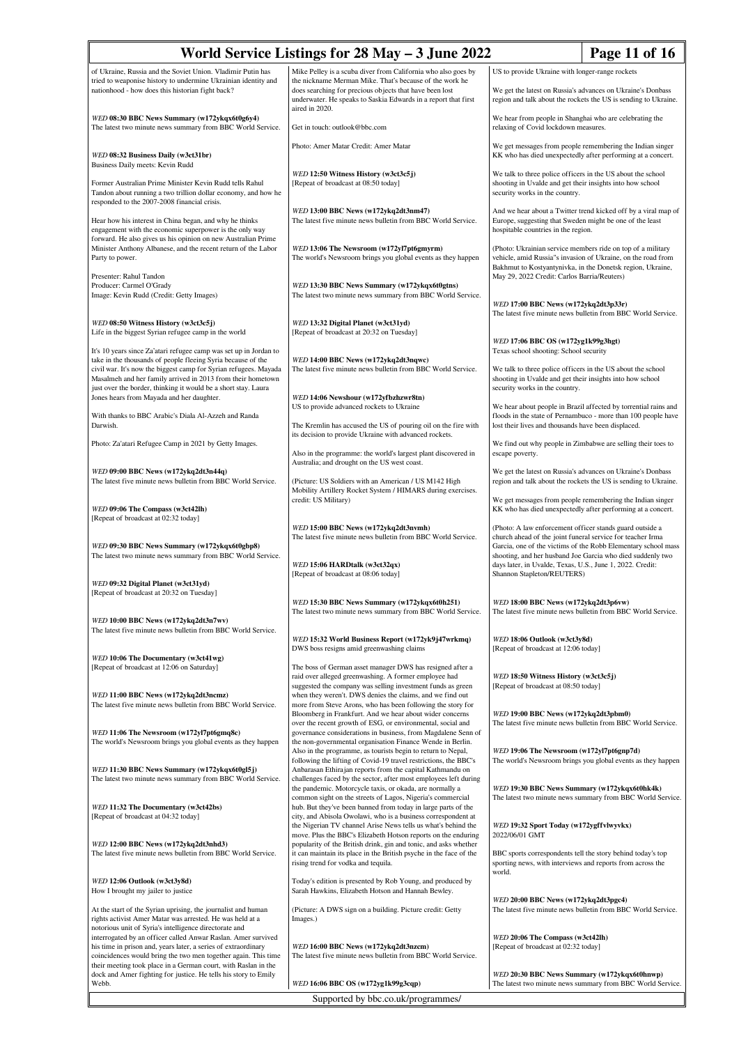of Ukraine, Russia and the Soviet Union. Vladimir Putin has tried to weaponise history to undermine Ukrainian identity and nationhood - how does this historian fight back?

**WED 08:30 BBC News Summary (w172ykqx6t0g6y4)**
The latest two minute news summary from BBC World Service.

**WED 08:32 Business Daily (w3ct31br)**
Business Daily meets: Kevin Rudd

Former Australian Prime Minister Kevin Rudd tells Rahul Tandon about running a two trillion dollar economy, and how he responded to the 2007-2008 financial crisis.

Hear how his interest in China began, and why he thinks engagement with the economic superpower is the only way forward. He also gives us his opinion on new Australian Prime Minister Anthony Albanese, and the recent return of the Labor Party to power.

Presenter: Rahul Tandon
Producer: Carmel O'Grady
Image: Kevin Rudd (Credit: Getty Images)

**WED 08:50 Witness History (w3ct3c5j)**
Life in the biggest Syrian refugee camp in the world

It's 10 years since Za'atari refugee camp was set up in Jordan to take in the thousands of people fleeing Syria because of the civil war. It's now the biggest camp for Syrian refugees. Mayada Masalmeh and her family arrived in 2013 from their hometown just over the border, thinking it would be a short stay. Laura Jones hears from Mayada and her daughter.

With thanks to BBC Arabic's Diala Al-Azzeh and Randa Darwish.

Photo: Za'atari Refugee Camp in 2021 by Getty Images.

**WED 09:00 BBC News (w172ykq2dt3n44q)**
The latest five minute news bulletin from BBC World Service.

**WED 09:06 The Compass (w3ct42lh)**
[Repeat of broadcast at 02:32 today]

**WED 09:30 BBC News Summary (w172ykqx6t0gbp8)**
The latest two minute news summary from BBC World Service.

**WED 09:32 Digital Planet (w3ct31yd)**
[Repeat of broadcast at 20:32 on Tuesday]

**WED 10:00 BBC News (w172ykq2dt3n7wv)**
The latest five minute news bulletin from BBC World Service.

**WED 10:06 The Documentary (w3ct41wg)**
[Repeat of broadcast at 12:06 on Saturday]

**WED 11:00 BBC News (w172ykq2dt3ncmz)**
The latest five minute news bulletin from BBC World Service.

**WED 11:06 The Newsroom (w172yl7pt6gmq8c)**
The world's Newsroom brings you global events as they happen

**WED 11:30 BBC News Summary (w172ykqx6t0gl5j)**
The latest two minute news summary from BBC World Service.

**WED 11:32 The Documentary (w3ct42bs)**
[Repeat of broadcast at 04:32 today]

**WED 12:00 BBC News (w172ykq2dt3nhd3)**
The latest five minute news bulletin from BBC World Service.

**WED 12:06 Outlook (w3ct3y8d)**
How I brought my jailer to justice

At the start of the Syrian uprising, the journalist and human rights activist Amer Matar was arrested. He was held at a notorious unit of Syria's intelligence directorate and interrogated by an officer called Anwar Raslan. Amer survived his time in prison and, years later, a series of extraordinary coincidences would bring the two men together again. This time their meeting took place in a German court, with Raslan in the dock and Amer fighting for justice. He tells his story to Emily Webb.

Mike Pelley is a scuba diver from California who also goes by the nickname Merman Mike. That's because of the work he does searching for precious objects that have been lost underwater. He speaks to Saskia Edwards in a report that first aired in 2020.

Get in touch: outlook@bbc.com

Photo: Amer Matar Credit: Amer Matar

**WED 12:50 Witness History (w3ct3c5j)**
[Repeat of broadcast at 08:50 today]

**WED 13:00 BBC News (w172ykq2dt3nm47)**
The latest five minute news bulletin from BBC World Service.

**WED 13:06 The Newsroom (w172yl7pt6gmyrm)**
The world's Newsroom brings you global events as they happen

**WED 13:30 BBC News Summary (w172ykqx6t0gtns)**
The latest two minute news summary from BBC World Service.

**WED 13:32 Digital Planet (w3ct31yd)**
[Repeat of broadcast at 20:32 on Tuesday]

**WED 14:00 BBC News (w172ykq2dt3nqwc)**
The latest five minute news bulletin from BBC World Service.

**WED 14:06 Newshour (w172yfbzhzwr8tn)**
US to provide advanced rockets to Ukraine

The Kremlin has accused the US of pouring oil on the fire with its decision to provide Ukraine with advanced rockets.

Also in the programme: the world's largest plant discovered in Australia; and drought on the US west coast.

(Picture: US Soldiers with an American / US M142 High Mobility Artillery Rocket System / HIMARS during exercises. credit: US Military)

**WED 15:00 BBC News (w172ykq2dt3nvmh)**
The latest five minute news bulletin from BBC World Service.

**WED 15:06 HARDtalk (w3ct32qx)**
[Repeat of broadcast at 08:06 today]

**WED 15:30 BBC News Summary (w172ykqx6t0h251)**
The latest two minute news summary from BBC World Service.

**WED 15:32 World Business Report (w172yk9j47wrkmq)**
DWS boss resigns amid greenwashing claims

The boss of German asset manager DWS has resigned after a raid over alleged greenwashing. A former employee had suggested the company was selling investment funds as green when they weren't. DWS denies the claims, and we find out more from Steve Arons, who has been following the story for Bloomberg in Frankfurt. And we hear about wider concerns over the recent growth of ESG, or environmental, social and governance considerations in business, from Magdalene Senn of the non-governmental organisation Finance Wende in Berlin. Also in the programme, as tourists begin to return to Nepal, following the lifting of Covid-19 travel restrictions, the BBC's Anbarasan Ethirajan reports from the capital Kathmandu on challenges faced by the sector, after most employees left during the pandemic. Motorcycle taxis, or okada, are normally a common sight on the streets of Lagos, Nigeria's commercial hub. But they've been banned from today in large parts of the city, and Abisola Owolawi, who is a business correspondent at the Nigerian TV channel Arise News tells us what's behind the move. Plus the BBC's Elizabeth Hotson reports on the enduring popularity of the British drink, gin and tonic, and asks whether it can maintain its place in the British psyche in the face of the rising trend for vodka and tequila.

Today's edition is presented by Rob Young, and produced by Sarah Hawkins, Elizabeth Hotson and Hannah Bewley.

(Picture: A DWS sign on a building. Picture credit: Getty Images.)

**WED 16:00 BBC News (w172ykq2dt3nzcm)**
The latest five minute news bulletin from BBC World Service.

**WED 16:06 BBC OS (w172yg1k99g3cqp)**
US to provide Ukraine with longer-range rockets

We get the latest on Russia's advances on Ukraine's Donbass region and talk about the rockets the US is sending to Ukraine.

We hear from people in Shanghai who are celebrating the relaxing of Covid lockdown measures.

We get messages from people remembering the Indian singer KK who has died unexpectedly after performing at a concert.

We talk to three police officers in the US about the school shooting in Uvalde and get their insights into how school security works in the country.

And we hear about a Twitter trend kicked off by a viral map of Europe, suggesting that Sweden might be one of the least hospitable countries in the region.

(Photo: Ukrainian service members ride on top of a military vehicle, amid Russia"s invasion of Ukraine, on the road from Bakhmut to Kostyantynivka, in the Donetsk region, Ukraine, May 29, 2022 Credit: Carlos Barria/Reuters)

**WED 17:00 BBC News (w172ykq2dt3p33r)**
The latest five minute news bulletin from BBC World Service.

**WED 17:06 BBC OS (w172yg1k99g3hgt)**
Texas school shooting: School security

We talk to three police officers in the US about the school shooting in Uvalde and get their insights into how school security works in the country.

We hear about people in Brazil affected by torrential rains and floods in the state of Pernambuco - more than 100 people have lost their lives and thousands have been displaced.

We find out why people in Zimbabwe are selling their toes to escape poverty.

We get the latest on Russia's advances on Ukraine's Donbass region and talk about the rockets the US is sending to Ukraine.

We get messages from people remembering the Indian singer KK who has died unexpectedly after performing at a concert.

(Photo: A law enforcement officer stands guard outside a church ahead of the joint funeral service for teacher Irma Garcia, one of the victims of the Robb Elementary school mass shooting, and her husband Joe Garcia who died suddenly two days later, in Uvalde, Texas, U.S., June 1, 2022. Credit: Shannon Stapleton/REUTERS)

**WED 18:00 BBC News (w172ykq2dt3p6vw)**
The latest five minute news bulletin from BBC World Service.

**WED 18:06 Outlook (w3ct3y8d)**
[Repeat of broadcast at 12:06 today]

**WED 18:50 Witness History (w3ct3c5j)**
[Repeat of broadcast at 08:50 today]

**WED 19:00 BBC News (w172ykq2dt3pbm0)**
The latest five minute news bulletin from BBC World Service.

**WED 19:06 The Newsroom (w172yl7pt6gnp7d)**
The world's Newsroom brings you global events as they happen

**WED 19:30 BBC News Summary (w172ykqx6t0hk4k)**
The latest two minute news summary from BBC World Service.

**WED 19:32 Sport Today (w172ygffvlwyvkx)**
2022/06/01 GMT

BBC sports correspondents tell the story behind today's top sporting news, with interviews and reports from across the world.

**WED 20:00 BBC News (w172ykq2dt3pgc4)**
The latest five minute news bulletin from BBC World Service.

**WED 20:06 The Compass (w3ct42lh)**
[Repeat of broadcast at 02:32 today]

**WED 20:30 BBC News Summary (w172ykqx6t0hnwp)**
The latest two minute news summary from BBC World Service.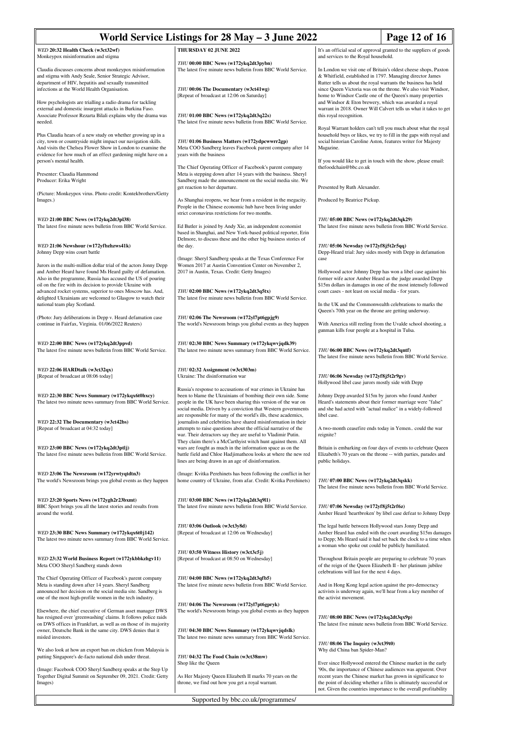*WED* **20:32 Health Check (w3ct32wf)**
Monkeypox misinformation and stigma

Claudia discusses concerns about monkeypox misinformation and stigma with Andy Seale, Senior Strategic Advisor, department of HIV, hepatitis and sexually transmitted infections at the World Health Organisation.

How psychologists are trialling a radio drama for tackling external and domestic insurgent attacks in Burkina Faso. Associate Professor Rezarta Bilali explains why the drama was needed.

Plus Claudia hears of a new study on whether growing up in a city, town or countryside might impact our navigation skills. And visits the Chelsea Flower Show in London to examine the evidence for how much of an effect gardening might have on a person's mental health.

Presenter: Claudia Hammond
Producer: Erika Wright

(Picture: Monkeypox virus. Photo credit: Kontekbrothers/Getty Images.)

*WED* **21:00 BBC News (w172ykq2dt3pl38)**
The latest five minute news bulletin from BBC World Service.

*WED* **21:06 Newshour (w172yfbzhzws41k)**
Johnny Depp wins court battle

Jurors in the multi-million dollar trial of the actors Jonny Depp and Amber Heard have found Ms Heard guilty of defamation. Also in the programme, Russia has accused the US of pouring oil on the fire with its decision to provide Ukraine with advanced rocket systems, superior to ones Moscow has. And, delighted Ukrainians are welcomed to Glasgow to watch their national team play Scotland.

(Photo: Jury deliberations in Depp v. Heard defamation case continue in Fairfax, Virginia. 01/06/2022 Reuters)

*WED* **22:00 BBC News (w172ykq2dt3ppvd)**
The latest five minute news bulletin from BBC World Service.

*WED* **22:06 HARDtalk (w3ct32qx)**
[Repeat of broadcast at 08:06 today]

*WED* **22:30 BBC News Summary (w172ykqx6t0hxcy)**
The latest two minute news summary from BBC World Service.

*WED* **22:32 The Documentary (w3ct42bs)**
[Repeat of broadcast at 04:32 today]

*WED* **23:00 BBC News (w172ykq2dt3ptlj)**
The latest five minute news bulletin from BBC World Service.

*WED* **23:06 The Newsroom (w172yrwtyqtdtn3)**
The world's Newsroom brings you global events as they happen

*WED* **23:20 Sports News (w172ygh2r23bxmt)**
BBC Sport brings you all the latest stories and results from around the world.

*WED* **23:30 BBC News Summary (w172ykqx6t0j142)**
The latest two minute news summary from BBC World Service.

*WED* **23:32 World Business Report (w172ykbbkzhgv11)**
Meta COO Sheryl Sandberg stands down

The Chief Operating Officer of Facebook's parent company Meta is standing down after 14 years. Sheryl Sandberg announced her decision on the social media site. Sandberg is one of the most high-profile women in the tech industry.

Elsewhere, the chief executive of German asset manager DWS has resigned over 'greenwashing' claims. It follows police raids on DWS offices in Frankfurt, as well as on those of its majority owner, Deutsche Bank in the same city. DWS denies that it misled investors.

We also look at how an export ban on chicken from Malaysia is putting Singapore's de-facto national dish under threat.

(Image: Facebook COO Sheryl Sandberg speaks at the Step Up Together Digital Summit on September 09, 2021. Credit: Getty Images)

## THURSDAY 02 JUNE 2022

*THU* **00:00 BBC News (w172ykq2dt3pybn)**
The latest five minute news bulletin from BBC World Service.

*THU* **00:06 The Documentary (w3ct41wg)**
[Repeat of broadcast at 12:06 on Saturday]

*THU* **01:00 BBC News (w172ykq2dt3q22s)**
The latest five minute news bulletin from BBC World Service.

*THU* **01:06 Business Matters (w172ydpcwwrr2gp)**
Meta COO Sandberg leaves Facebook parent company after 14 years with the business

The Chief Operating Officer of Facebook's parent company Meta is stepping down after 14 years with the business. Sheryl Sandberg made the announcement on the social media site. We get reaction to her departure.

As Shanghai reopens, we hear from a resident in the megacity. People in the Chinese economic hub have been living under strict coronavirus restrictions for two months.

Ed Butler is joined by Andy Xie, an independent economist based in Shanghai, and New York-based political reporter, Erin Delmore, to discuss these and the other big business stories of the day.

(Image: Sheryl Sandberg speaks at the Texas Conference For Women 2017 at Austin Convention Center on November 2, 2017 in Austin, Texas. Credit: Getty Images)

*THU* **02:00 BBC News (w172ykq2dt3q5tx)**
The latest five minute news bulletin from BBC World Service.

*THU* **02:06 The Newsroom (w172yl7pt6gpjg9)**
The world's Newsroom brings you global events as they happen

*THU* **02:30 BBC News Summary (w172ykqwvjqdk39)**
The latest two minute news summary from BBC World Service.

*THU* **02:32 Assignment (w3ct303m)**
Ukraine: The disinformation war

Russia's response to accusations of war crimes in Ukraine has been to blame the Ukrainians of bombing their own side. Some people in the UK have been sharing this version of the war on social media. Driven by a conviction that Western governments are responsible for many of the world's ills, these academics, journalists and celebrities have shared misinformation in their attempts to raise questions about the official narrative of the war. Their detractors say they are useful to Vladimir Putin. They claim there's a McCarthyist witch hunt against them. All wars are fought as much in the information space as on the battle field and Chloe Hadjimatheou looks at where the new red lines are being drawn in an age of disinformation.

(Image: Kvitka Perehinets has been following the conflict in her home country of Ukraine, from afar. Credit: Kvitka Perehinets)

*THU* **03:00 BBC News (w172ykq2dt3q9l1)**
The latest five minute news bulletin from BBC World Service.

*THU* **03:06 Outlook (w3ct3y8d)**
[Repeat of broadcast at 12:06 on Wednesday]

*THU* **03:50 Witness History (w3ct3c5j)**
[Repeat of broadcast at 08:50 on Wednesday]

*THU* **04:00 BBC News (w172ykq2dt3qfb5)**
The latest five minute news bulletin from BBC World Service.

*THU* **04:06 The Newsroom (w172yl7pt6gpryk)**
The world's Newsroom brings you global events as they happen

*THU* **04:30 BBC News Summary (w172ykqwvjqdslk)**
The latest two minute news summary from BBC World Service.

*THU* **04:32 The Food Chain (w3ct38mw)**
Shop like the Queen

As Her Majesty Queen Elizabeth II marks 70 years on the throne, we find out how you get a royal warrant.

It's an official seal of approval granted to the suppliers of goods and services to the Royal household.

In London we visit one of Britain's oldest cheese shops, Paxton & Whitfield, established in 1797. Managing director James Rutter tells us about the royal warrants the business has held since Queen Victoria was on the throne. We also visit Windsor, home to Windsor Castle one of the Queen's many properties and Windsor & Eton brewery, which was awarded a royal warrant in 2018. Owner Will Calvert tells us what it takes to get this royal recognition.

Royal Warrant holders can't tell you much about what the royal household buys or likes, we try to fill in the gaps with royal and social historian Caroline Aston, features writer for Majesty Magazine.

If you would like to get in touch with the show, please email: thefoodchain@bbc.co.uk

Presented by Ruth Alexander.

Produced by Beatrice Pickup.

*THU* **05:00 BBC News (w172ykq2dt3qk29)**
The latest five minute news bulletin from BBC World Service.

*THU* **05:06 Newsday (w172yf8j5t2r5qq)**
Depp-Heard trial: Jury sides mostly with Depp in defamation case

Hollywood actor Johnny Depp has won a libel case against his former wife actor Amber Heard as the judge awarded Depp $15m dollars in damages in one of the most intensely followed court cases - not least on social media - for years.

In the UK and the Commonwealth celebrations to marks the Queen's 70th year on the throne are getting underway.

With America still reeling from the Uvalde school shooting, a gunman kills four people at a hospital in Tulsa.

*THU* **06:00 BBC News (w172ykq2dt3qntf)**
The latest five minute news bulletin from BBC World Service.

*THU* **06:06 Newsday (w172yf8j5t2r9gv)**
Hollywood libel case jurors mostly side with Depp

Johnny Depp awarded $15m by jurors who found Amber Heard's statements about their former marriage were "false" and she had acted with "actual malice" in a widely-followed libel case.

A two-month ceasefire ends today in Yemen.. could the war reignite?

Britain is embarking on four days of events to celebrate Queen Elizabeth's 70 years on the throne -- with parties, parades and public holidays.

*THU* **07:00 BBC News (w172ykq2dt3qskk)**
The latest five minute news bulletin from BBC World Service.

*THU* **07:06 Newsday (w172yf8j5t2rf6z)**
Amber Heard 'heartbroken' by libel case defeat to Johnny Depp

The legal battle between Hollywood stars Jonny Depp and Amber Heard has ended with the court awarding $15m damages to Depp; Ms Heard said it had set back the clock to a time when a woman who spoke out could be publicly humiliated.

Throughout Britain people are preparing to celebrate 70 years of the reign of the Queen Elizabeth II - her platinum jubilee celebrations will last for the next 4 days.

And in Hong Kong legal action against the pro-democracy activists is underway again, we'll hear from a key member of the activist movement.

*THU* **08:00 BBC News (w172ykq2dt3qx9p)**
The latest five minute news bulletin from BBC World Service.

*THU* **08:06 The Inquiry (w3ct39t0)**
Why did China ban Spider-Man?

Ever since Hollywood entered the Chinese market in the early '90s, the importance of Chinese audiences was apparent. Over recent years the Chinese market has grown in significance to the point of deciding whether a film is ultimately successful or not. Given the countries importance to the overall profitability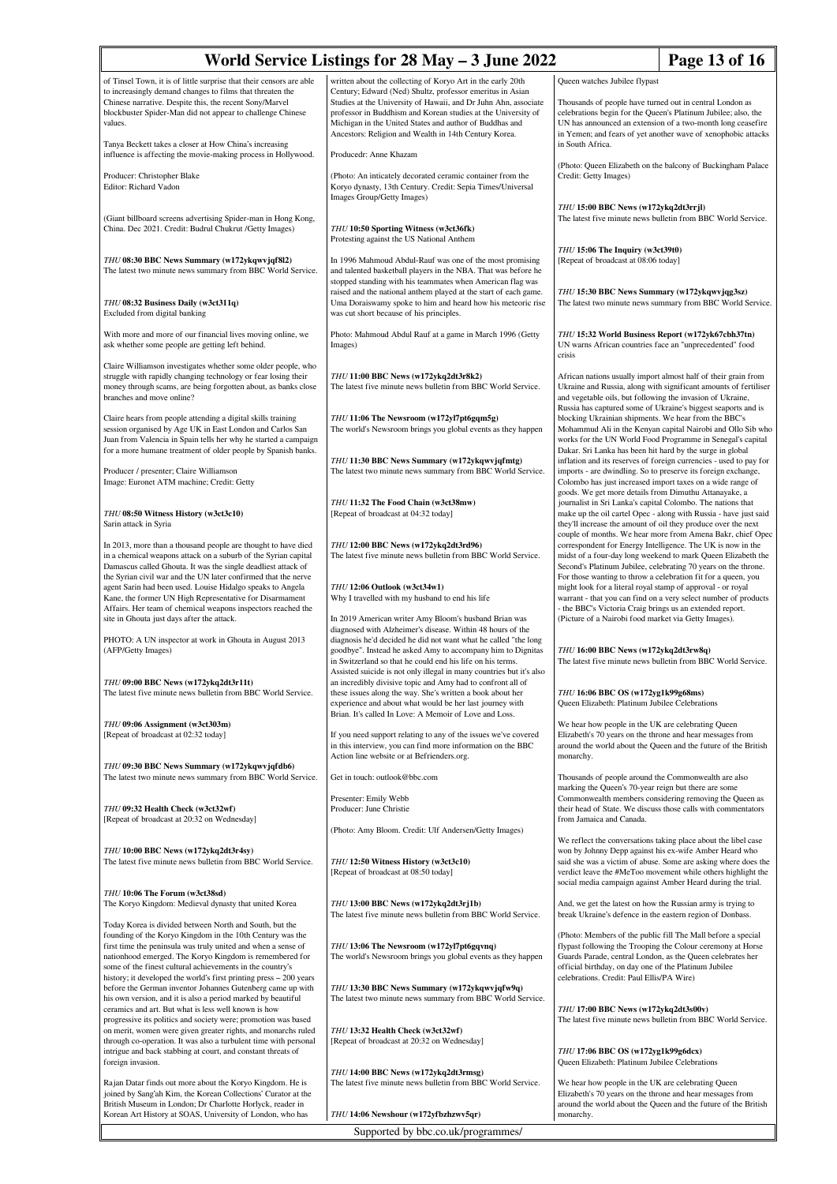of Tinsel Town, it is of little surprise that their censors are able to increasingly demand changes to films that threaten the Chinese narrative. Despite this, the recent Sony/Marvel blockbuster Spider-Man did not appear to challenge Chinese values.

Tanya Beckett takes a closer at How China's increasing influence is affecting the movie-making process in Hollywood.

Producer: Christopher Blake
Editor: Richard Vadon

(Giant billboard screens advertising Spider-man in Hong Kong, China. Dec 2021. Credit: Budrul Chukrut /Getty Images)

*THU* **08:30 BBC News Summary (w172ykqwvjqf8l2)**
The latest two minute news summary from BBC World Service.

*THU* **08:32 Business Daily (w3ct311q)**
Excluded from digital banking

With more and more of our financial lives moving online, we ask whether some people are getting left behind.

Claire Williamson investigates whether some older people, who struggle with rapidly changing technology or fear losing their money through scams, are being forgotten about, as banks close branches and move online?

Claire hears from people attending a digital skills training session organised by Age UK in East London and Carlos San Juan from Valencia in Spain tells her why he started a campaign for a more humane treatment of older people by Spanish banks.

Producer / presenter; Claire Williamson
Image: Euronet ATM machine; Credit: Getty

*THU* **08:50 Witness History (w3ct3c10)**
Sarin attack in Syria

In 2013, more than a thousand people are thought to have died in a chemical weapons attack on a suburb of the Syrian capital Damascus called Ghouta. It was the single deadliest attack of the Syrian civil war and the UN later confirmed that the nerve agent Sarin had been used. Louise Hidalgo speaks to Angela Kane, the former UN High Representative for Disarmament Affairs. Her team of chemical weapons inspectors reached the site in Ghouta just days after the attack.

PHOTO: A UN inspector at work in Ghouta in August 2013 (AFP/Getty Images)

*THU* **09:00 BBC News (w172ykq2dt3r11t)**
The latest five minute news bulletin from BBC World Service.

*THU* **09:06 Assignment (w3ct303m)**
[Repeat of broadcast at 02:32 today]

*THU* **09:30 BBC News Summary (w172ykqwvjqfdb6)**
The latest two minute news summary from BBC World Service.

*THU* **09:32 Health Check (w3ct32wf)**
[Repeat of broadcast at 20:32 on Wednesday]

*THU* **10:00 BBC News (w172ykq2dt3r4sy)**
The latest five minute news bulletin from BBC World Service.

*THU* **10:06 The Forum (w3ct38sd)**
The Koryo Kingdom: Medieval dynasty that united Korea

Today Korea is divided between North and South, but the founding of the Koryo Kingdom in the 10th Century was the first time the peninsula was truly united and when a sense of nationhood emerged. The Koryo Kingdom is remembered for some of the finest cultural achievements in the country's history; it developed the world's first printing press – 200 years before the German inventor Johannes Gutenberg came up with his own version, and it is also a period marked by beautiful ceramics and art. But what is less well known is how progressive its politics and society were; promotion was based on merit, women were given greater rights, and monarchs ruled through co-operation. It was also a turbulent time with personal intrigue and back stabbing at court, and constant threats of foreign invasion.

Rajan Datar finds out more about the Koryo Kingdom. He is joined by Sang'ah Kim, the Korean Collections' Curator at the British Museum in London; Dr Charlotte Horlyck, reader in Korean Art History at SOAS, University of London, who has written about the collecting of Koryo Art in the early 20th Century; Edward (Ned) Shultz, professor emeritus in Asian Studies at the University of Hawaii, and Dr Juhn Ahn, associate professor in Buddhism and Korean studies at the University of Michigan in the United States and author of Buddhas and Ancestors: Religion and Wealth in 14th Century Korea.

Producedr: Anne Khazam

(Photo: An inticately decorated ceramic container from the Koryo dynasty, 13th Century. Credit: Sepia Times/Universal Images Group/Getty Images)

*THU* **10:50 Sporting Witness (w3ct36fk)**
Protesting against the US National Anthem

In 1996 Mahmoud Abdul-Rauf was one of the most promising and talented basketball players in the NBA. That was before he stopped standing with his teammates when American flag was raised and the national anthem played at the start of each game. Uma Doraiswamy spoke to him and heard how his meteoric rise was cut short because of his principles.

Photo: Mahmoud Abdul Rauf at a game in March 1996 (Getty Images)

*THU* **11:00 BBC News (w172ykq2dt3r8k2)**
The latest five minute news bulletin from BBC World Service.

*THU* **11:06 The Newsroom (w172yl7pt6gqm5g)**
The world's Newsroom brings you global events as they happen

*THU* **11:30 BBC News Summary (w172ykqwvjqfmtg)**
The latest two minute news summary from BBC World Service.

*THU* **11:32 The Food Chain (w3ct38mw)**
[Repeat of broadcast at 04:32 today]

*THU* **12:00 BBC News (w172ykq2dt3rd96)**
The latest five minute news bulletin from BBC World Service.

*THU* **12:06 Outlook (w3ct34w1)**
Why I travelled with my husband to end his life

In 2019 American writer Amy Bloom's husband Brian was diagnosed with Alzheimer's disease. Within 48 hours of the diagnosis he'd decided he did not want what he called "the long goodbye". Instead he asked Amy to accompany him to Dignitas in Switzerland so that he could end his life on his terms. Assisted suicide is not only illegal in many countries but it's also an incredibly divisive topic and Amy had to confront all of these issues along the way. She's written a book about her experience and about what would be her last journey with Brian. It's called In Love: A Memoir of Love and Loss.

If you need support relating to any of the issues we've covered in this interview, you can find more information on the BBC Action line website or at Befrienders.org.

Get in touch: outlook@bbc.com

Presenter: Emily Webb
Producer: June Christie

(Photo: Amy Bloom. Credit: Ulf Andersen/Getty Images)

*THU* **12:50 Witness History (w3ct3c10)**
[Repeat of broadcast at 08:50 today]

*THU* **13:00 BBC News (w172ykq2dt3rj1b)**
The latest five minute news bulletin from BBC World Service.

*THU* **13:06 The Newsroom (w172yl7pt6gqvnq)**
The world's Newsroom brings you global events as they happen

*THU* **13:30 BBC News Summary (w172ykqwvjqfw9q)**
The latest two minute news summary from BBC World Service.

*THU* **13:32 Health Check (w3ct32wf)**
[Repeat of broadcast at 20:32 on Wednesday]

*THU* **14:00 BBC News (w172ykq2dt3rmsg)**
The latest five minute news bulletin from BBC World Service.

*THU* **14:06 Newshour (w172yfbzhzwv5qr)**
Queen watches Jubilee flypast

Thousands of people have turned out in central London as celebrations begin for the Queen's Platinum Jubilee; also, the UN has announced an extension of a two-month long ceasefire in Yemen; and fears of yet another wave of xenophobic attacks in South Africa.

(Photo: Queen Elizabeth on the balcony of Buckingham Palace Credit: Getty Images)

*THU* **15:00 BBC News (w172ykq2dt3rrjl)**
The latest five minute news bulletin from BBC World Service.

*THU* **15:06 The Inquiry (w3ct39t0)**
[Repeat of broadcast at 08:06 today]

*THU* **15:30 BBC News Summary (w172ykqwvjqg3sz)**
The latest two minute news summary from BBC World Service.

*THU* **15:32 World Business Report (w172yk67cbh37tn)**
UN warns African countries face an "unprecedented" food crisis

African nations usually import almost half of their grain from Ukraine and Russia, along with significant amounts of fertiliser and vegetable oils, but following the invasion of Ukraine, Russia has captured some of Ukraine's biggest seaports and is blocking Ukrainian shipments. We hear from the BBC's Mohammud Ali in the Kenyan capital Nairobi and Ollo Sib who works for the UN World Food Programme in Senegal's capital Dakar. Sri Lanka has been hit hard by the surge in global inflation and its reserves of foreign currencies - used to pay for imports - are dwindling. So to preserve its foreign exchange, Colombo has just increased import taxes on a wide range of goods. We get more details from Dimuthu Attanayake, a journalist in Sri Lanka's capital Colombo. The nations that make up the oil cartel Opec - along with Russia - have just said they'll increase the amount of oil they produce over the next couple of months. We hear more from Amena Bakr, chief Opec correspondent for Energy Intelligence. The UK is now in the midst of a four-day long weekend to mark Queen Elizabeth the Second's Platinum Jubilee, celebrating 70 years on the throne. For those wanting to throw a celebration fit for a queen, you might look for a literal royal stamp of approval - or royal warrant - that you can find on a very select number of products - the BBC's Victoria Craig brings us an extended report. (Picture of a Nairobi food market via Getty Images).

*THU* **16:00 BBC News (w172ykq2dt3rw8q)**
The latest five minute news bulletin from BBC World Service.

*THU* **16:06 BBC OS (w172yg1k99g68ms)**
Queen Elizabeth: Platinum Jubilee Celebrations

We hear how people in the UK are celebrating Queen Elizabeth's 70 years on the throne and hear messages from around the world about the Queen and the future of the British monarchy.

Thousands of people around the Commonwealth are also marking the Queen's 70-year reign but there are some Commonwealth members considering removing the Queen as their head of State. We discuss those calls with commentators from Jamaica and Canada.

We reflect the conversations taking place about the libel case won by Johnny Depp against his ex-wife Amber Heard who said she was a victim of abuse. Some are asking where does the verdict leave the #MeToo movement while others highlight the social media campaign against Amber Heard during the trial.

And, we get the latest on how the Russian army is trying to break Ukraine's defence in the eastern region of Donbass.

(Photo: Members of the public fill The Mall before a special flypast following the Trooping the Colour ceremony at Horse Guards Parade, central London, as the Queen celebrates her official birthday, on day one of the Platinum Jubilee celebrations. Credit: Paul Ellis/PA Wire)

*THU* **17:00 BBC News (w172ykq2dt3s00v)**
The latest five minute news bulletin from BBC World Service.

*THU* **17:06 BBC OS (w172yg1k99g6dcx)**
Queen Elizabeth: Platinum Jubilee Celebrations

We hear how people in the UK are celebrating Queen Elizabeth's 70 years on the throne and hear messages from around the world about the Queen and the future of the British monarchy.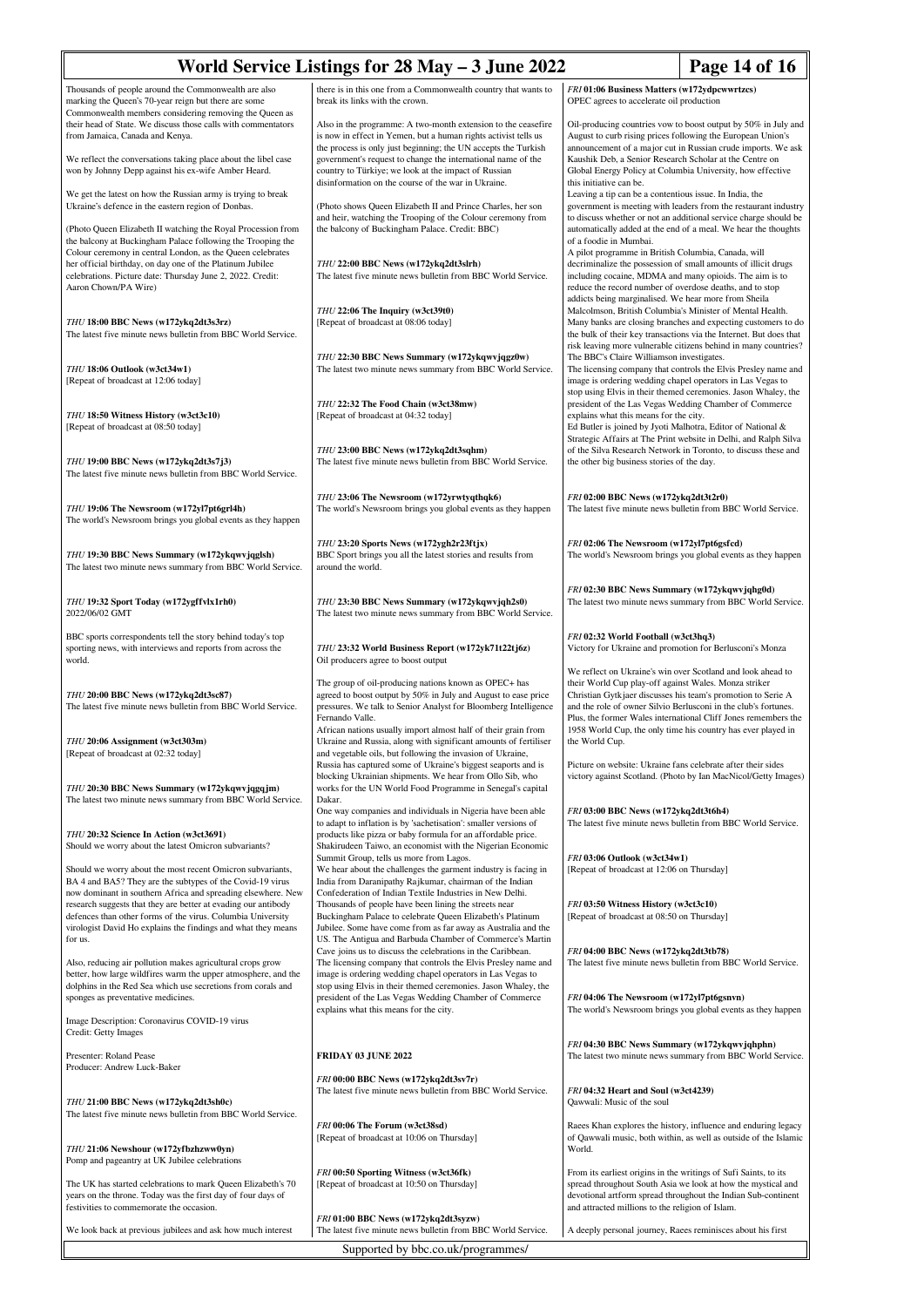Thousands of people around the Commonwealth are also marking the Queen's 70-year reign but there are some Commonwealth members considering removing the Queen as their head of State. We discuss those calls with commentators from Jamaica, Canada and Kenya.

We reflect the conversations taking place about the libel case won by Johnny Depp against his ex-wife Amber Heard.

We get the latest on how the Russian army is trying to break Ukraine's defence in the eastern region of Donbas.

(Photo Queen Elizabeth II watching the Royal Procession from the balcony at Buckingham Palace following the Trooping the Colour ceremony in central London, as the Queen celebrates her official birthday, on day one of the Platinum Jubilee celebrations. Picture date: Thursday June 2, 2022. Credit: Aaron Chown/PA Wire)

*THU* **18:00 BBC News (w172ykq2dt3s3rz)**
The latest five minute news bulletin from BBC World Service.

*THU* **18:06 Outlook (w3ct34w1)**
[Repeat of broadcast at 12:06 today]

*THU* **18:50 Witness History (w3ct3c10)**
[Repeat of broadcast at 08:50 today]

*THU* **19:00 BBC News (w172ykq2dt3s7j3)**
The latest five minute news bulletin from BBC World Service.

*THU* **19:06 The Newsroom (w172yl7pt6grl4h)**
The world's Newsroom brings you global events as they happen

*THU* **19:30 BBC News Summary (w172ykqwvjqglsh)**
The latest two minute news summary from BBC World Service.

*THU* **19:32 Sport Today (w172ygffvlx1rh0)**
2022/06/02 GMT

BBC sports correspondents tell the story behind today's top sporting news, with interviews and reports from across the world.

*THU* **20:00 BBC News (w172ykq2dt3sc87)**
The latest five minute news bulletin from BBC World Service.

*THU* **20:06 Assignment (w3ct303m)**
[Repeat of broadcast at 02:32 today]

*THU* **20:30 BBC News Summary (w172ykqwvjqgqjm)**
The latest two minute news summary from BBC World Service.

*THU* **20:32 Science In Action (w3ct3691)**
Should we worry about the latest Omicron subvariants?

Should we worry about the most recent Omicron subvariants, BA 4 and BA5? They are the subtypes of the Covid-19 virus now dominant in southern Africa and spreading elsewhere. New research suggests that they are better at evading our antibody defences than other forms of the virus. Columbia University virologist David Ho explains the findings and what they means for us.

Also, reducing air pollution makes agricultural crops grow better, how large wildfires warm the upper atmosphere, and the dolphins in the Red Sea which use secretions from corals and sponges as preventative medicines.

Image Description: Coronavirus COVID-19 virus
Credit: Getty Images

Presenter: Roland Pease
Producer: Andrew Luck-Baker

*THU* **21:00 BBC News (w172ykq2dt3sh0c)**
The latest five minute news bulletin from BBC World Service.

*THU* **21:06 Newshour (w172yfbzhzww0yn)**
Pomp and pageantry at UK Jubilee celebrations

The UK has started celebrations to mark Queen Elizabeth's 70 years on the throne. Today was the first day of four days of festivities to commemorate the occasion.

We look back at previous jubilees and ask how much interest there is in this one from a Commonwealth country that wants to break its links with the crown.

Also in the programme: A two-month extension to the ceasefire is now in effect in Yemen, but a human rights activist tells us the process is only just beginning; the UN accepts the Turkish government's request to change the international name of the country to Türkiye; we look at the impact of Russian disinformation on the course of the war in Ukraine.

(Photo shows Queen Elizabeth II and Prince Charles, her son and heir, watching the Trooping of the Colour ceremony from the balcony of Buckingham Palace. Credit: BBC)

*THU* **22:00 BBC News (w172ykq2dt3slrh)**
The latest five minute news bulletin from BBC World Service.

*THU* **22:06 The Inquiry (w3ct39t0)**
[Repeat of broadcast at 08:06 today]

*THU* **22:30 BBC News Summary (w172ykqwvjqgz0w)**
The latest two minute news summary from BBC World Service.

*THU* **22:32 The Food Chain (w3ct38mw)**
[Repeat of broadcast at 04:32 today]

*THU* **23:00 BBC News (w172ykq2dt3sqhm)**
The latest five minute news bulletin from BBC World Service.

*THU* **23:06 The Newsroom (w172yrwtyqthqk6)**
The world's Newsroom brings you global events as they happen

*THU* **23:20 Sports News (w172ygh2r23ftjx)**
BBC Sport brings you all the latest stories and results from around the world.

*THU* **23:30 BBC News Summary (w172ykqwvjqh2s0)**
The latest two minute news summary from BBC World Service.

*THU* **23:32 World Business Report (w172yk71t22tj6z)**
Oil producers agree to boost output

The group of oil-producing nations known as OPEC+ has agreed to boost output by 50% in July and August to ease price pressures. We talk to Senior Analyst for Bloomberg Intelligence Fernando Valle.
African nations usually import almost half of their grain from Ukraine and Russia, along with significant amounts of fertiliser and vegetable oils, but following the invasion of Ukraine, Russia has captured some of Ukraine's biggest seaports and is blocking Ukrainian shipments. We hear from Ollo Sib, who works for the UN World Food Programme in Senegal's capital Dakar.
One way companies and individuals in Nigeria have been able to adapt to inflation is by 'sachetisation': smaller versions of products like pizza or baby formula for an affordable price. Shakirudeen Taiwo, an economist with the Nigerian Economic Summit Group, tells us more from Lagos.
We hear about the challenges the garment industry is facing in India from Daranipathy Rajkumar, chairman of the Indian Confederation of Indian Textile Industries in New Delhi.
Thousands of people have been lining the streets near Buckingham Palace to celebrate Queen Elizabeth's Platinum Jubilee. Some have come from as far away as Australia and the US. The Antigua and Barbuda Chamber of Commerce's Martin Cave joins us to discuss the celebrations in the Caribbean.
The licensing company that controls the Elvis Presley name and image is ordering wedding chapel operators in Las Vegas to stop using Elvis in their themed ceremonies. Jason Whaley, the president of the Las Vegas Wedding Chamber of Commerce explains what this means for the city.

## FRIDAY 03 JUNE 2022

*FRI* **00:00 BBC News (w172ykq2dt3sv7r)**
The latest five minute news bulletin from BBC World Service.

*FRI* **00:06 The Forum (w3ct38sd)**
[Repeat of broadcast at 10:06 on Thursday]

*FRI* **00:50 Sporting Witness (w3ct36fk)**
[Repeat of broadcast at 10:50 on Thursday]

*FRI* **01:00 BBC News (w172ykq2dt3syzw)**
The latest five minute news bulletin from BBC World Service.

*FRI* **01:06 Business Matters (w172ydpcwwrtzcs)**
OPEC agrees to accelerate oil production

Oil-producing countries vow to boost output by 50% in July and August to curb rising prices following the European Union's announcement of a major cut in Russian crude imports. We ask Kaushik Deb, a Senior Research Scholar at the Centre on Global Energy Policy at Columbia University, how effective this initiative can be.
Leaving a tip can be a contentious issue. In India, the government is meeting with leaders from the restaurant industry to discuss whether or not an additional service charge should be automatically added at the end of a meal. We hear the thoughts of a foodie in Mumbai.
A pilot programme in British Columbia, Canada, will decriminalize the possession of small amounts of illicit drugs including cocaine, MDMA and many opioids. The aim is to reduce the record number of overdose deaths, and to stop addicts being marginalised. We hear more from Sheila Malcolmson, British Columbia's Minister of Mental Health.
Many banks are closing branches and expecting customers to do the bulk of their key transactions via the Internet. But does that risk leaving more vulnerable citizens behind in many countries? The BBC's Claire Williamson investigates.
The licensing company that controls the Elvis Presley name and image is ordering wedding chapel operators in Las Vegas to stop using Elvis in their themed ceremonies. Jason Whaley, the president of the Las Vegas Wedding Chamber of Commerce explains what this means for the city.
Ed Butler is joined by Jyoti Malhotra, Editor of National & Strategic Affairs at The Print website in Delhi, and Ralph Silva of the Silva Research Network in Toronto, to discuss these and the other big business stories of the day.

*FRI* **02:00 BBC News (w172ykq2dt3t2r0)**
The latest five minute news bulletin from BBC World Service.

*FRI* **02:06 The Newsroom (w172yl7pt6gsfcd)**
The world's Newsroom brings you global events as they happen

*FRI* **02:30 BBC News Summary (w172ykqwvjqhg0d)**
The latest two minute news summary from BBC World Service.

*FRI* **02:32 World Football (w3ct3hq3)**
Victory for Ukraine and promotion for Berlusconi's Monza

We reflect on Ukraine's win over Scotland and look ahead to their World Cup play-off against Wales. Monza striker Christian Gytkjaer discusses his team's promotion to Serie A and the role of owner Silvio Berlusconi in the club's fortunes. Plus, the former Wales international Cliff Jones remembers the 1958 World Cup, the only time his country has ever played in the World Cup.

Picture on website: Ukraine fans celebrate after their sides victory against Scotland. (Photo by Ian MacNicol/Getty Images)

*FRI* **03:00 BBC News (w172ykq2dt3t6h4)**
The latest five minute news bulletin from BBC World Service.

*FRI* **03:06 Outlook (w3ct34w1)**
[Repeat of broadcast at 12:06 on Thursday]

*FRI* **03:50 Witness History (w3ct3c10)**
[Repeat of broadcast at 08:50 on Thursday]

*FRI* **04:00 BBC News (w172ykq2dt3tb78)**
The latest five minute news bulletin from BBC World Service.

*FRI* **04:06 The Newsroom (w172yl7pt6gsnvn)**
The world's Newsroom brings you global events as they happen

*FRI* **04:30 BBC News Summary (w172ykqwvjqhphn)**
The latest two minute news summary from BBC World Service.

*FRI* **04:32 Heart and Soul (w3ct4239)**
Qawwali: Music of the soul

Raees Khan explores the history, influence and enduring legacy of Qawwali music, both within, as well as outside of the Islamic World.

From its earliest origins in the writings of Sufi Saints, to its spread throughout South Asia we look at how the mystical and devotional artform spread throughout the Indian Sub-continent and attracted millions to the religion of Islam.

A deeply personal journey, Raees reminisces about his first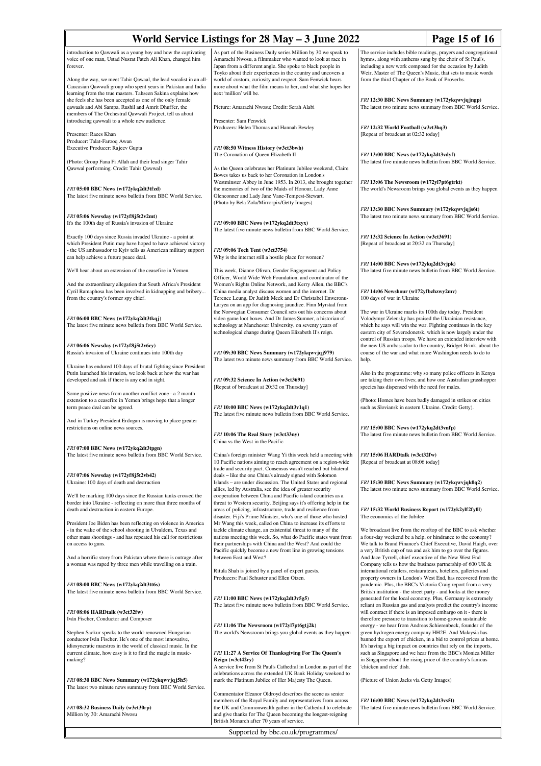introduction to Qawwali as a young boy and how the captivating voice of one man, Ustad Nusrat Fateh Ali Khan, changed him forever.

Along the way, we meet Tahir Qawaal, the lead vocalist in an all-Caucasian Qawwali group who spent years in Pakistan and India learning from the true masters. Tahseen Sakina explains how she feels she has been accepted as one of the only female qawaals and Abi Sampa, Rushil and Amrit Dhuffer, the members of The Orchestral Qawwali Project, tell us about introducing qawwali to a whole new audience.

Presenter: Raees Khan
Producer: Talat-Farooq Awan
Executive Producer: Rajeev Gupta

(Photo: Group Fana Fi Allah and their lead singer Tahir Qawwal performing. Credit: Tahir Qawwal)

*FRI* **05:00 BBC News (w172ykq2dt3tfzd)**
The latest five minute news bulletin from BBC World Service.

*FRI* **05:06 Newsday (w172yf8j5t2v2mt)**
It's the 100th day of Russia's invasion of Ukraine

Exactly 100 days since Russia invaded Ukraine - a point at which President Putin may have hoped to have achieved victory - the US ambassador to Kyiv tells us American military support can help achieve a future peace deal.

We'll hear about an extension of the ceasefire in Yemen.

And the extraordinary allegation that South Africa's President Cyril Ramaphosa has been involved in kidnapping and bribery... from the country's former spy chief.

*FRI* **06:00 BBC News (w172ykq2dt3tkqj)**
The latest five minute news bulletin from BBC World Service.

*FRI* **06:06 Newsday (w172yf8j5t2v6cy)**
Russia's invasion of Ukraine continues into 100th day

Ukraine has endured 100 days of brutal fighting since President Putin launched his invasion, we look back at how the war has developed and ask if there is any end in sight.

Some positive news from another conflict zone - a 2 month extension to a ceasefire in Yemen brings hope that a longer term peace deal can be agreed.

And in Turkey President Erdogan is moving to place greater restrictions on online news sources.

*FRI* **07:00 BBC News (w172ykq2dt3tpgn)**
The latest five minute news bulletin from BBC World Service.

*FRI* **07:06 Newsday (w172yf8j5t2vb42)**
Ukraine: 100 days of death and destruction

We'll be marking 100 days since the Russian tanks crossed the border into Ukraine - reflecting on more than three months of death and destruction in eastern Europe.

President Joe Biden has been reflecting on violence in America - in the wake of the school shooting in Ulvaldem, Texas and other mass shootings - and has repeated his call for restrictions on access to guns.

And a horrific story from Pakistan where there is outrage after a woman was raped by three men while travelling on a train.

*FRI* **08:00 BBC News (w172ykq2dt3tt6s)**
The latest five minute news bulletin from BBC World Service.

*FRI* **08:06 HARDtalk (w3ct32fw)**
Iván Fischer, Conductor and Composer

Stephen Sackur speaks to the world-renowned Hungarian conductor Iván Fischer. He's one of the most innovative, idiosyncratic maestros in the world of classical music. In the current climate, how easy is it to find the magic in music-making?

*FRI* **08:30 BBC News Summary (w172ykqwvjqj5h5)**
The latest two minute news summary from BBC World Service.

*FRI* **08:32 Business Daily (w3ct30rp)**
Million by 30: Amarachi Nwosu

As part of the Business Daily series Million by 30 we speak to Amarachi Nwosu, a filmmaker who wanted to look at race in Japan from a different angle. She spoke to black people in Toyko about their experiences in the country and uncovers a world of custom, curiosity and respect. Sam Fenwick hears more about what the film means to her, and what she hopes her next 'million' will be.

Picture: Amarachi Nwosu; Credit: Serah Alabi

Presenter: Sam Fenwick
Producers: Helen Thomas and Hannah Bewley

*FRI* **08:50 Witness History (w3ct3bwh)**
The Coronation of Queen Elizabeth II

As the Queen celebrates her Platinum Jubilee weekend, Claire Bowes takes us back to her Coronation in London's Westminster Abbey in June 1953. In 2013, she brought together the memories of two of the Maids of Honour, Lady Anne Glenconner and Lady Jane Vane-Tempest-Stewart.
(Photo by Bela Zola/Mirrorpix/Getty Images)

*FRI* **09:00 BBC News (w172ykq2dt3txyx)**
The latest five minute news bulletin from BBC World Service.

*FRI* **09:06 Tech Tent (w3ct3754)**
Why is the internet still a hostile place for women?

This week, Dianne Olivan, Gender Engagement and Policy Officer, World Wide Web Foundation, and coordinator of the Women's Rights Online Network, and Kerry Allen, the BBC's China media analyst discuss women and the internet. Dr Terence Leung, Dr Judith Meek and Dr Christabel Enweronu-Laryea on an app for diagnosing jaundice. Finn Myrstad from the Norwegian Consumer Council sets out his concerns about video game loot boxes. And Dr James Sumner, a historian of technology at Manchester University, on seventy years of technological change during Queen Elizabeth II's reign.

*FRI* **09:30 BBC News Summary (w172ykqwvjqj979)**
The latest two minute news summary from BBC World Service.

*FRI* **09:32 Science In Action (w3ct3691)**
[Repeat of broadcast at 20:32 on Thursday]

*FRI* **10:00 BBC News (w172ykq2dt3v1q1)**
The latest five minute news bulletin from BBC World Service.

*FRI* **10:06 The Real Story (w3ct33ny)**
China vs the West in the Pacific

China's foreign minister Wang Yi this week held a meeting with 10 Pacific nations aiming to reach agreement on a region-wide trade and security pact. Consensus wasn't reached but bilateral deals – like the one China's already signed with Solomon Islands – are under discussion. The United States and regional allies, led by Australia, see the idea of greater security cooperation between China and Pacific island countries as a threat to Western security. Beijing says it's offering help in the areas of policing, infrastructure, trade and resilience from disaster. Fiji's Prime Minister, who's one of those who hosted Mr Wang this week, called on China to increase its efforts to tackle climate change, an existential threat to many of the nations meeting this week. So, what do Pacific states want from their partnerships with China and the West? And could the Pacific quickly become a new front line in growing tensions between East and West?

Ritula Shah is joined by a panel of expert guests.
Producers: Paul Schuster and Ellen Otzen.

*FRI* **11:00 BBC News (w172ykq2dt3v5g5)**
The latest five minute news bulletin from BBC World Service.

*FRI* **11:06 The Newsroom (w172yl7pt6gtj2k)**
The world's Newsroom brings you global events as they happen

*FRI* **11:27 A Service Of Thanksgiving For The Queen's Reign (w3ct42ry)**
A service live from St Paul's Cathedral in London as part of the celebrations across the extended UK Bank Holiday weekend to mark the Platinum Jubilee of Her Majesty The Queen.

Commentator Eleanor Oldroyd describes the scene as senior members of the Royal Family and representatives from across the UK and Commonwealth gather in the Cathedral to celebrate and give thanks for The Queen becoming the longest-reigning British Monarch after 70 years of service.

The service includes bible readings, prayers and congregational hymns, along with anthems sung by the choir of St Paul's, including a new work composed for the occasion by Judith Weir, Master of The Queen's Music, that sets to music words from the third Chapter of the Book of Proverbs.

*FRI* **12:30 BBC News Summary (w172ykqwvjqjngp)**
The latest two minute news summary from BBC World Service.

*FRI* **12:32 World Football (w3ct3hq3)**
[Repeat of broadcast at 02:32 today]

*FRI* **13:00 BBC News (w172ykq2dt3vdyf)**
The latest five minute news bulletin from BBC World Service.

*FRI* **13:06 The Newsroom (w172yl7pt6gtrkt)**
The world's Newsroom brings you global events as they happen

*FRI* **13:30 BBC News Summary (w172ykqwvjqjs6t)**
The latest two minute news summary from BBC World Service.

*FRI* **13:32 Science In Action (w3ct3691)**
[Repeat of broadcast at 20:32 on Thursday]

*FRI* **14:00 BBC News (w172ykq2dt3vjpk)**
The latest five minute news bulletin from BBC World Service.

*FRI* **14:06 Newshour (w172yfbzhzwy2mv)**
100 days of war in Ukraine

The war in Ukraine marks its 100th day today. President Volodymyr Zelensky has praised the Ukrainian resistance, which he says will win the war. Fighting continues in the key eastern city of Severodonetsk, which is now largely under the control of Russian troops. We have an extended interview with the new US ambassador to the country, Bridget Brink, about the course of the war and what more Washington needs to do to help.

Also in the programme: why so many police officers in Kenya are taking their own lives; and how one Australian grasshopper species has dispensed with the need for males.

(Photo: Homes have been badly damaged in strikes on cities such as Sloviansk in eastern Ukraine. Credit: Getty).

*FRI* **15:00 BBC News (w172ykq2dt3vnfp)**
The latest five minute news bulletin from BBC World Service.

*FRI* **15:06 HARDtalk (w3ct32fw)**
[Repeat of broadcast at 08:06 today]

*FRI* **15:30 BBC News Summary (w172ykqwvjqk0q2)**
The latest two minute news summary from BBC World Service.

*FRI* **15:32 World Business Report (w172yk2ylf2fy0l)**
The economics of the Jubilee

We broadcast live from the rooftop of the BBC to ask whether a four-day weekend be a help, or hindrance to the economy? We talk to Brand Finance's Chief Executive, David Haigh, over a very British cup of tea and ask him to go over the figures. And Jace Tyrrell, chief executive of the New West End Company tells us how the business partnership of 600 UK & international retailers, restaurateurs, hoteliers, galleries and property owners in London's West End, has recovered from the pandemic. Plus, the BBC's Victoria Craig report from a very British institution - the street party - and looks at the money generated for the local economy. Plus, Germany is extremely reliant on Russian gas and analysts predict the country's income will contract if there is an imposed embargo on it - there is therefore pressure to transition to home-grown sustainable energy - we hear from Andreas Schierenbeck, founder of the green hydrogen energy company HH2E. And Malaysia has banned the export of chicken, in a bid to control prices at home. It's having a big impact on countries that rely on the imports, such as Singapore and we hear from the BBC's Monica Miller in Singapore about the rising price of the country's famous 'chicken and rice' dish.

(Picture of Union Jacks via Getty Images)

*FRI* **16:00 BBC News (w172ykq2dt3vs5t)**
The latest five minute news bulletin from BBC World Service.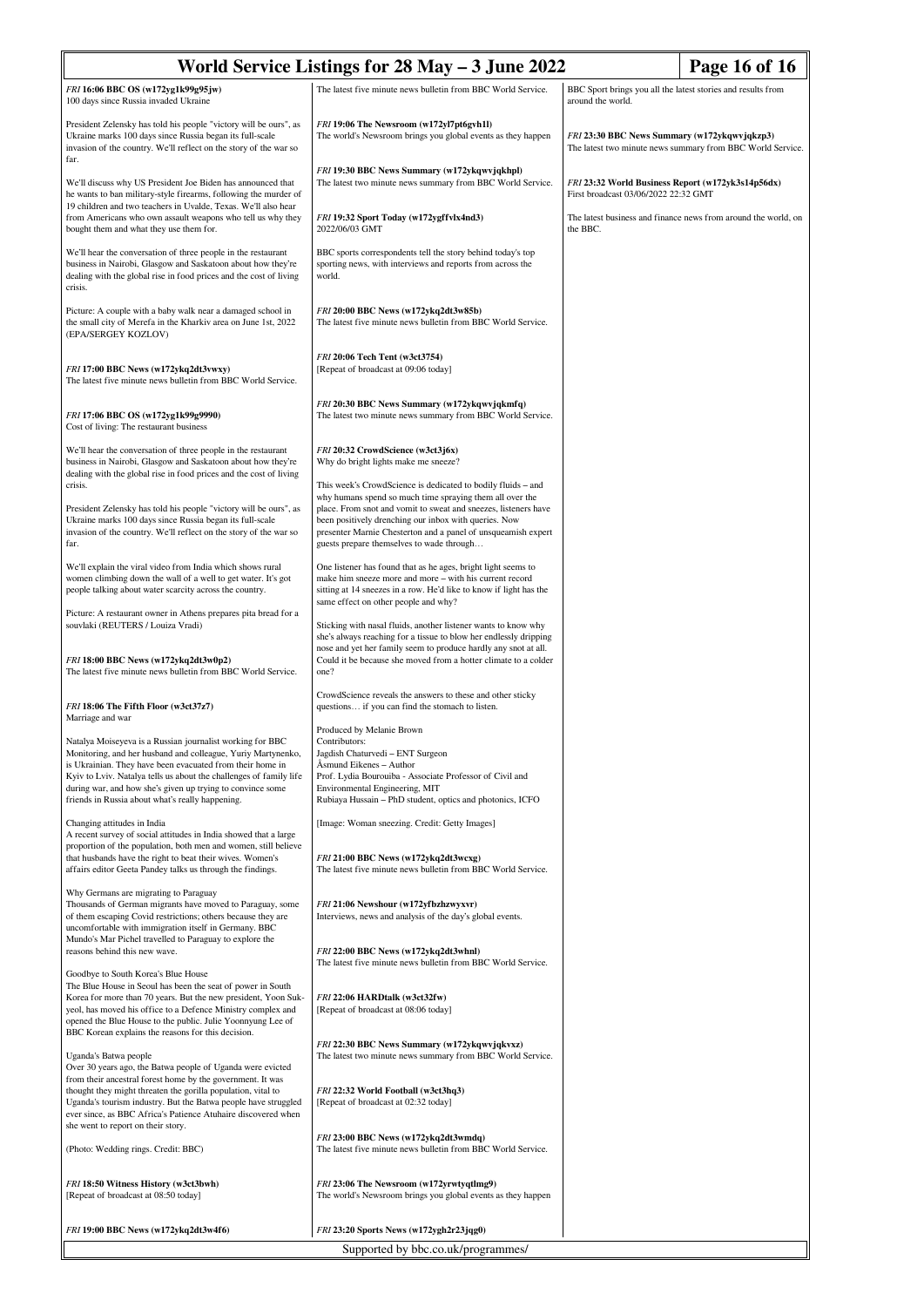**FRI 16:06 BBC OS (w172yg1k99g95jw)**
100 days since Russia invaded Ukraine

President Zelensky has told his people "victory will be ours", as Ukraine marks 100 days since Russia began its full-scale invasion of the country. We'll reflect on the story of the war so far.

We'll discuss why US President Joe Biden has announced that he wants to ban military-style firearms, following the murder of 19 children and two teachers in Uvalde, Texas. We'll also hear from Americans who own assault weapons who tell us why they bought them and what they use them for.

We'll hear the conversation of three people in the restaurant business in Nairobi, Glasgow and Saskatoon about how they're dealing with the global rise in food prices and the cost of living crisis.

Picture: A couple with a baby walk near a damaged school in the small city of Merefa in the Kharkiv area on June 1st, 2022 (EPA/SERGEY KOZLOV)

**FRI 17:00 BBC News (w172ykq2dt3vwxy)**
The latest five minute news bulletin from BBC World Service.

**FRI 17:06 BBC OS (w172yg1k99g9990)**
Cost of living: The restaurant business

We'll hear the conversation of three people in the restaurant business in Nairobi, Glasgow and Saskatoon about how they're dealing with the global rise in food prices and the cost of living crisis.

President Zelensky has told his people "victory will be ours", as Ukraine marks 100 days since Russia began its full-scale invasion of the country. We'll reflect on the story of the war so far.

We'll explain the viral video from India which shows rural women climbing down the wall of a well to get water. It's got people talking about water scarcity across the country.

Picture: A restaurant owner in Athens prepares pita bread for a souvlaki (REUTERS / Louiza Vradi)

**FRI 18:00 BBC News (w172ykq2dt3w0p2)**
The latest five minute news bulletin from BBC World Service.

**FRI 18:06 The Fifth Floor (w3ct37z7)**
Marriage and war

Natalya Moiseyeva is a Russian journalist working for BBC Monitoring, and her husband and colleague, Yuriy Martynenko, is Ukrainian. They have been evacuated from their home in Kyiv to Lviv. Natalya tells us about the challenges of family life during war, and how she's given up trying to convince some friends in Russia about what's really happening.

Changing attitudes in India
A recent survey of social attitudes in India showed that a large proportion of the population, both men and women, still believe that husbands have the right to beat their wives. Women's affairs editor Geeta Pandey talks us through the findings.

Why Germans are migrating to Paraguay
Thousands of German migrants have moved to Paraguay, some of them escaping Covid restrictions; others because they are uncomfortable with immigration itself in Germany. BBC Mundo's Mar Pichel travelled to Paraguay to explore the reasons behind this new wave.

Goodbye to South Korea's Blue House
The Blue House in Seoul has been the seat of power in South Korea for more than 70 years. But the new president, Yoon Suk-yeol, has moved his office to a Defence Ministry complex and opened the Blue House to the public. Julie Yoonnyung Lee of BBC Korean explains the reasons for this decision.

Uganda's Batwa people
Over 30 years ago, the Batwa people of Uganda were evicted from their ancestral forest home by the government. It was thought they might threaten the gorilla population, vital to Uganda's tourism industry. But the Batwa people have struggled ever since, as BBC Africa's Patience Atuhaire discovered when she went to report on their story.

(Photo: Wedding rings. Credit: BBC)

**FRI 18:50 Witness History (w3ct3bwh)**
[Repeat of broadcast at 08:50 today]

**FRI 19:00 BBC News (w172ykq2dt3w4f6)**
The latest five minute news bulletin from BBC World Service.

**FRI 19:06 The Newsroom (w172yl7pt6gvh1l)**
The world's Newsroom brings you global events as they happen

**FRI 19:30 BBC News Summary (w172ykqwvjqkhpl)**
The latest two minute news summary from BBC World Service.

**FRI 19:32 Sport Today (w172ygffvlx4nd3)**
2022/06/03 GMT

BBC sports correspondents tell the story behind today's top sporting news, with interviews and reports from across the world.

**FRI 20:00 BBC News (w172ykq2dt3w85b)**
The latest five minute news bulletin from BBC World Service.

**FRI 20:06 Tech Tent (w3ct3754)**
[Repeat of broadcast at 09:06 today]

**FRI 20:30 BBC News Summary (w172ykqwvjqkmfq)**
The latest two minute news summary from BBC World Service.

**FRI 20:32 CrowdScience (w3ct3j6x)**
Why do bright lights make me sneeze?

This week's CrowdScience is dedicated to bodily fluids – and why humans spend so much time spraying them all over the place. From snot and vomit to sweat and sneezes, listeners have been positively drenching our inbox with queries. Now presenter Marnie Chesterton and a panel of unsqueamish expert guests prepare themselves to wade through…

One listener has found that as he ages, bright light seems to make him sneeze more and more – with his current record sitting at 14 sneezes in a row. He'd like to know if light has the same effect on other people and why?

Sticking with nasal fluids, another listener wants to know why she's always reaching for a tissue to blow her endlessly dripping nose and yet her family seem to produce hardly any snot at all. Could it be because she moved from a hotter climate to a colder one?

CrowdScience reveals the answers to these and other sticky questions… if you can find the stomach to listen.

Produced by Melanie Brown
Contributors:
Jagdish Chaturvedi – ENT Surgeon
Åsmund Eikenes – Author
Prof. Lydia Bourouiba - Associate Professor of Civil and Environmental Engineering, MIT
Rubiaya Hussain – PhD student, optics and photonics, ICFO

[Image: Woman sneezing. Credit: Getty Images]

**FRI 21:00 BBC News (w172ykq2dt3wcxg)**
The latest five minute news bulletin from BBC World Service.

**FRI 21:06 Newshour (w172yfbzhzwyxvr)**
Interviews, news and analysis of the day's global events.

**FRI 22:00 BBC News (w172ykq2dt3whnl)**
The latest five minute news bulletin from BBC World Service.

**FRI 22:06 HARDtalk (w3ct32fw)**
[Repeat of broadcast at 08:06 today]

**FRI 22:30 BBC News Summary (w172ykqwvjqkvxz)**
The latest two minute news summary from BBC World Service.

**FRI 22:32 World Football (w3ct3hq3)**
[Repeat of broadcast at 02:32 today]

**FRI 23:00 BBC News (w172ykq2dt3wmdq)**
The latest five minute news bulletin from BBC World Service.

**FRI 23:06 The Newsroom (w172yrwtyqtlmg9)**
The world's Newsroom brings you global events as they happen

**FRI 23:20 Sports News (w172ygh2r23jqg0)**
BBC Sport brings you all the latest stories and results from around the world.

**FRI 23:30 BBC News Summary (w172ykqwvjqkzp3)**
The latest two minute news summary from BBC World Service.

**FRI 23:32 World Business Report (w172yk3s14p56dx)**
First broadcast 03/06/2022 22:32 GMT

The latest business and finance news from around the world, on the BBC.